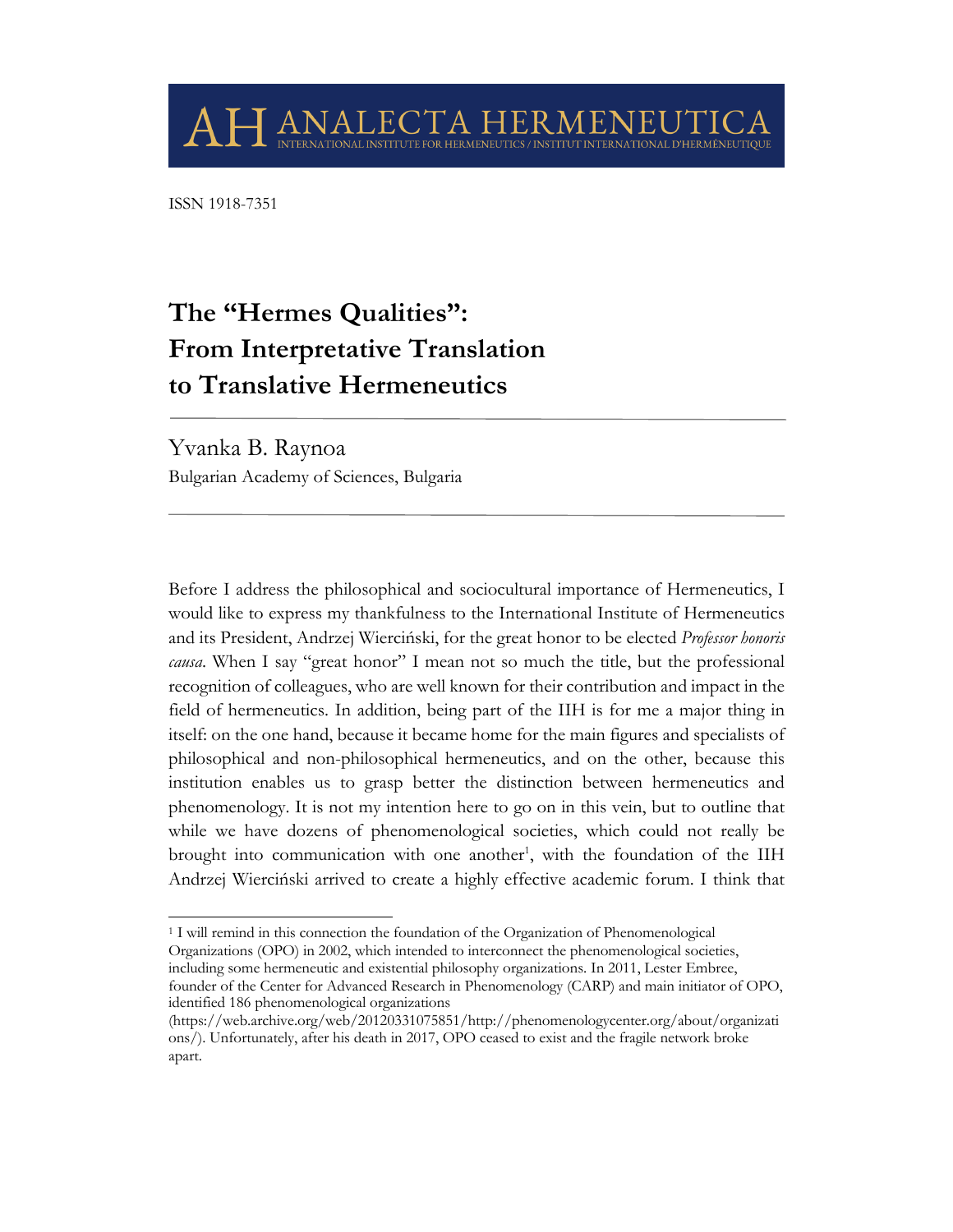ANALECTA HERMENEUTICA

INTERNATIONAL INSTITUTE FOR HERMENEUTICS / INSTITUT INTERNATIONAL D'HERMÉNEUTIQUE

ISSN 1918-7351

# The "Hermes Qualities": From Interpretative Translation to Translative Hermeneutics

Yvanka B. Raynoa

Bulgarian Academy of Sciences, Bulgaria

---

Before I address the philosophical and sociocultural importance of Hermeneutics, I would like to express my thankfulness to the International Institute of Hermeneutics and its President, Andrzej Wierciński, for the great honor to be elected *Professor honoris causa*. When I say "great honor" I mean not so much the title, but the professional recognition of colleagues, who are well known for their contribution and impact in the field of hermeneutics. In addition, being part of the IIH is for me a major thing in itself: on the one hand, because it became home for the main figures and specialists of philosophical and non-philosophical hermeneutics, and on the other, because this institution enables us to grasp better the distinction between hermeneutics and phenomenology. It is not my intention here to go on in this vein, but to outline that while we have dozens of phenomenological societies, which could not really be brought into communication with one another[1], with the foundation of the IIH Andrzej Wierciński arrived to create a highly effective academic forum. I think that

[1] I will remind in this connection the foundation of the Organization of Phenomenological Organizations (OPO) in 2002, which intended to interconnect the phenomenological societies, including some hermeneutic and existential philosophy organizations. In 2011, Lester Embree, founder of the Center for Advanced Research in Phenomenology (CARP) and main initiator of OPO, identified 186 phenomenological organizations (https://web.archive.org/web/20120331075851/http://phenomenologycenter.org/about/organizations/). Unfortunately, after his death in 2017, OPO ceased to exist and the fragile network broke apart.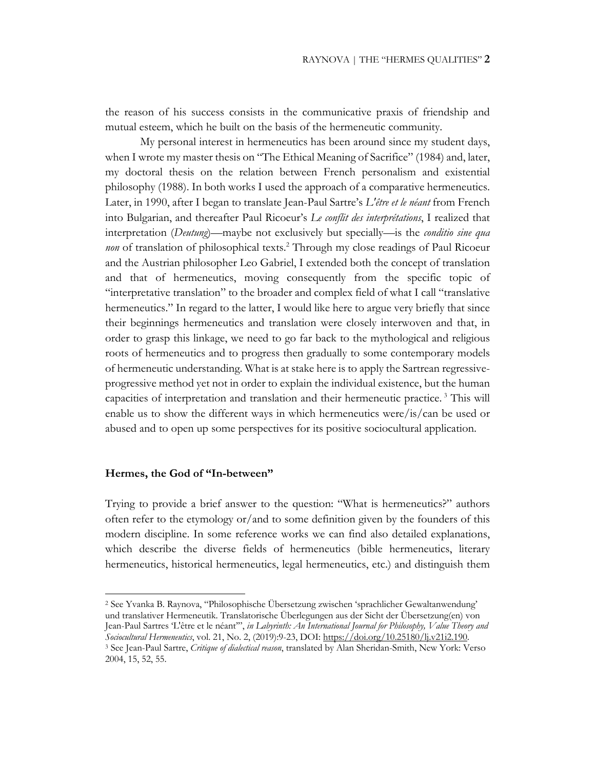the reason of his success consists in the communicative praxis of friendship and mutual esteem, which he built on the basis of the hermeneutic community.

My personal interest in hermeneutics has been around since my student days, when I wrote my master thesis on "The Ethical Meaning of Sacrifice" (1984) and, later, my doctoral thesis on the relation between French personalism and existential philosophy (1988). In both works I used the approach of a comparative hermeneutics. Later, in 1990, after I began to translate Jean-Paul Sartre's *L'être et le néant* from French into Bulgarian, and thereafter Paul Ricoeur's *Le conflit des interprétations*, I realized that interpretation (*Deutung*)—maybe not exclusively but specially—is the *conditio sine qua non* of translation of philosophical texts.[2] Through my close readings of Paul Ricoeur and the Austrian philosopher Leo Gabriel, I extended both the concept of translation and that of hermeneutics, moving consequently from the specific topic of "interpretative translation" to the broader and complex field of what I call "translative hermeneutics." In regard to the latter, I would like here to argue very briefly that since their beginnings hermeneutics and translation were closely interwoven and that, in order to grasp this linkage, we need to go far back to the mythological and religious roots of hermeneutics and to progress then gradually to some contemporary models of hermeneutic understanding. What is at stake here is to apply the Sartrean regressive-progressive method yet not in order to explain the individual existence, but the human capacities of interpretation and translation and their hermeneutic practice.[3] This will enable us to show the different ways in which hermeneutics were/is/can be used or abused and to open up some perspectives for its positive sociocultural application.

## Hermes, the God of "In-between"

Trying to provide a brief answer to the question: "What is hermeneutics?" authors often refer to the etymology or/and to some definition given by the founders of this modern discipline. In some reference works we can find also detailed explanations, which describe the diverse fields of hermeneutics (bible hermeneutics, literary hermeneutics, historical hermeneutics, legal hermeneutics, etc.) and distinguish them

---

[2] See Yvanka B. Raynova, "Philosophische Übersetzung zwischen 'sprachlicher Gewaltanwendung' und translativer Hermeneutik. Translatorische Überlegungen aus der Sicht der Übersetzung(en) von Jean-Paul Sartres 'L'être et le néant'", *in Labyrinth: An International Journal for Philosophy, Value Theory and Sociocultural Hermeneutics*, vol. 21, No. 2, (2019):9-23, DOI: https://doi.org/10.25180/lj.v21i2.190.

[3] See Jean-Paul Sartre, *Critique of dialectical reason*, translated by Alan Sheridan-Smith, New York: Verso 2004, 15, 52, 55.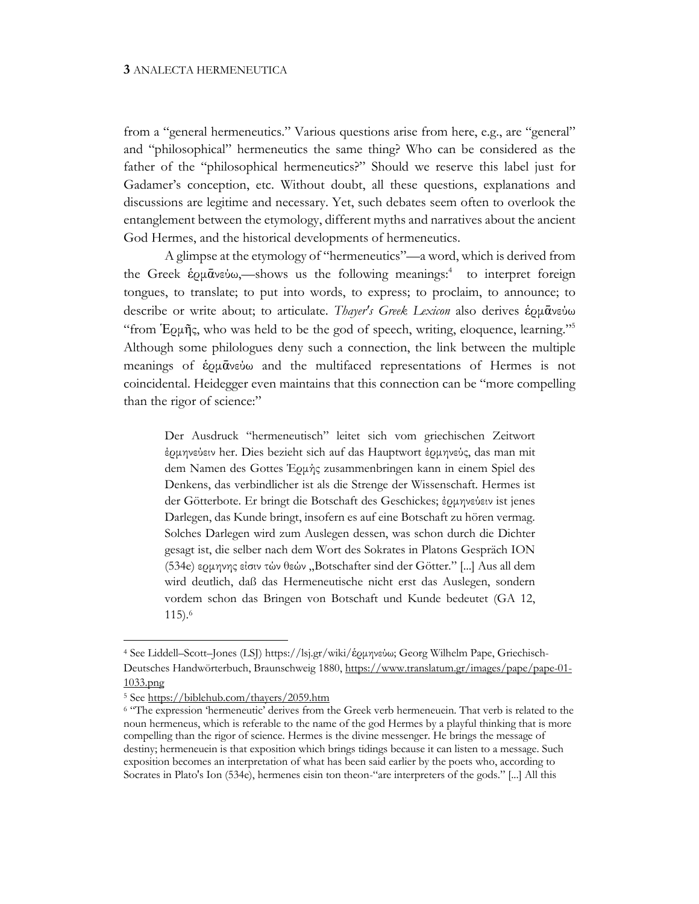from a "general hermeneutics." Various questions arise from here, e.g., are "general" and "philosophical" hermeneutics the same thing? Who can be considered as the father of the "philosophical hermeneutics?" Should we reserve this label just for Gadamer's conception, etc. Without doubt, all these questions, explanations and discussions are legitime and necessary. Yet, such debates seem often to overlook the entanglement between the etymology, different myths and narratives about the ancient God Hermes, and the historical developments of hermeneutics.

A glimpse at the etymology of "hermeneutics"—a word, which is derived from the Greek ἑρμᾱνεύω,—shows us the following meanings:[4] to interpret foreign tongues, to translate; to put into words, to express; to proclaim, to announce; to describe or write about; to articulate. *Thayer's Greek Lexicon* also derives ἑρμᾱνεύω "from Ἑρμῆς, who was held to be the god of speech, writing, eloquence, learning."[5] Although some philologues deny such a connection, the link between the multiple meanings of ἑρμᾱνεύω and the multifaced representations of Hermes is not coincidental. Heidegger even maintains that this connection can be "more compelling than the rigor of science:"

> Der Ausdruck "hermeneutisch" leitet sich vom griechischen Zeitwort ἑρμηνεύειν her. Dies bezieht sich auf das Hauptwort ἑρμηνεύς, das man mit dem Namen des Gottes Ἑρμῆς zusammenbringen kann in einem Spiel des Denkens, das verbindlicher ist als die Strenge der Wissenschaft. Hermes ist der Götterbote. Er bringt die Botschaft des Geschickes; ἑρμηνεύειν ist jenes Darlegen, das Kunde bringt, insofern es auf eine Botschaft zu hören vermag. Solches Darlegen wird zum Auslegen dessen, was schon durch die Dichter gesagt ist, die selber nach dem Wort des Sokrates in Platons Gespräch ION (534e) ερμηνης είσιν τών θεών „Botschafter sind der Götter." [...] Aus all dem wird deutlich, daß das Hermeneutische nicht erst das Auslegen, sondern vordem schon das Bringen von Botschaft und Kunde bedeutet (GA 12, 115).[6]

---

[4] See Liddell–Scott–Jones (LSJ) https://lsj.gr/wiki/ἑρμηνεύω; Georg Wilhelm Pape, Griechisch-Deutsches Handwörterbuch, Braunschweig 1880, https://www.translatum.gr/images/pape/pape-01-1033.png

[5] See https://biblehub.com/thayers/2059.htm

[6] "The expression 'hermeneutic' derives from the Greek verb hermeneuein. That verb is related to the noun hermeneus, which is referable to the name of the god Hermes by a playful thinking that is more compelling than the rigor of science. Hermes is the divine messenger. He brings the message of destiny; hermeneuein is that exposition which brings tidings because it can listen to a message. Such exposition becomes an interpretation of what has been said earlier by the poets who, according to Socrates in Plato's Ion (534e), hermenes eisin ton theon-"are interpreters of the gods." [...] All this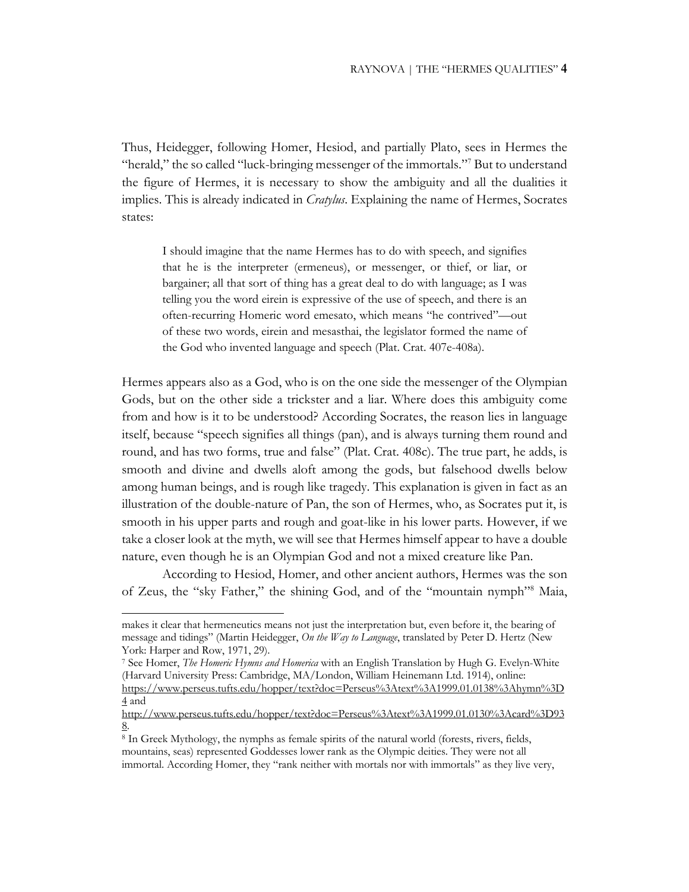Thus, Heidegger, following Homer, Hesiod, and partially Plato, sees in Hermes the "herald," the so called "luck-bringing messenger of the immortals."[7] But to understand the figure of Hermes, it is necessary to show the ambiguity and all the dualities it implies. This is already indicated in *Cratylus*. Explaining the name of Hermes, Socrates states:

> I should imagine that the name Hermes has to do with speech, and signifies that he is the interpreter (ermeneus), or messenger, or thief, or liar, or bargainer; all that sort of thing has a great deal to do with language; as I was telling you the word eirein is expressive of the use of speech, and there is an often-recurring Homeric word emesato, which means "he contrived"—out of these two words, eirein and mesasthai, the legislator formed the name of the God who invented language and speech (Plat. Crat. 407e-408a).

Hermes appears also as a God, who is on the one side the messenger of the Olympian Gods, but on the other side a trickster and a liar. Where does this ambiguity come from and how is it to be understood? According Socrates, the reason lies in language itself, because "speech signifies all things (pan), and is always turning them round and round, and has two forms, true and false" (Plat. Crat. 408c). The true part, he adds, is smooth and divine and dwells aloft among the gods, but falsehood dwells below among human beings, and is rough like tragedy. This explanation is given in fact as an illustration of the double-nature of Pan, the son of Hermes, who, as Socrates put it, is smooth in his upper parts and rough and goat-like in his lower parts. However, if we take a closer look at the myth, we will see that Hermes himself appear to have a double nature, even though he is an Olympian God and not a mixed creature like Pan.

According to Hesiod, Homer, and other ancient authors, Hermes was the son of Zeus, the "sky Father," the shining God, and of the "mountain nymph"[8] Maia,

---

makes it clear that hermeneutics means not just the interpretation but, even before it, the bearing of message and tidings" (Martin Heidegger, *On the Way to Language*, translated by Peter D. Hertz (New York: Harper and Row, 1971, 29).

[7] See Homer, *The Homeric Hymns and Homerica* with an English Translation by Hugh G. Evelyn-White (Harvard University Press: Cambridge, MA/London, William Heinemann Ltd. 1914), online: https://www.perseus.tufts.edu/hopper/text?doc=Perseus%3Atext%3A1999.01.0138%3Ahymn%3D4 and http://www.perseus.tufts.edu/hopper/text?doc=Perseus%3Atext%3A1999.01.0130%3Acard%3D938.

[8] In Greek Mythology, the nymphs as female spirits of the natural world (forests, rivers, fields, mountains, seas) represented Goddesses lower rank as the Olympic deities. They were not all immortal. According Homer, they "rank neither with mortals nor with immortals" as they live very,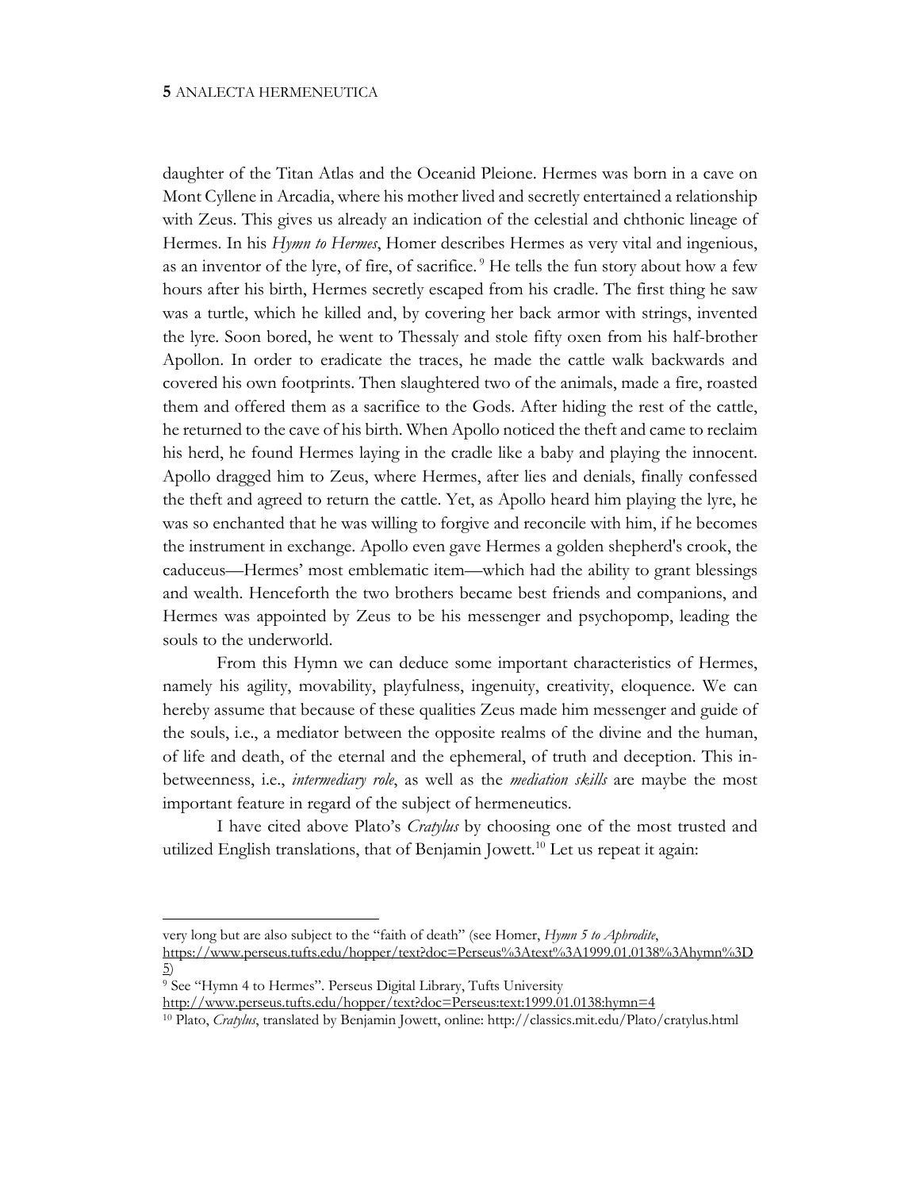daughter of the Titan Atlas and the Oceanid Pleione. Hermes was born in a cave on Mont Cyllene in Arcadia, where his mother lived and secretly entertained a relationship with Zeus. This gives us already an indication of the celestial and chthonic lineage of Hermes. In his *Hymn to Hermes*, Homer describes Hermes as very vital and ingenious, as an inventor of the lyre, of fire, of sacrifice.[9] He tells the fun story about how a few hours after his birth, Hermes secretly escaped from his cradle. The first thing he saw was a turtle, which he killed and, by covering her back armor with strings, invented the lyre. Soon bored, he went to Thessaly and stole fifty oxen from his half-brother Apollon. In order to eradicate the traces, he made the cattle walk backwards and covered his own footprints. Then slaughtered two of the animals, made a fire, roasted them and offered them as a sacrifice to the Gods. After hiding the rest of the cattle, he returned to the cave of his birth. When Apollo noticed the theft and came to reclaim his herd, he found Hermes laying in the cradle like a baby and playing the innocent. Apollo dragged him to Zeus, where Hermes, after lies and denials, finally confessed the theft and agreed to return the cattle. Yet, as Apollo heard him playing the lyre, he was so enchanted that he was willing to forgive and reconcile with him, if he becomes the instrument in exchange. Apollo even gave Hermes a golden shepherd's crook, the caduceus—Hermes' most emblematic item—which had the ability to grant blessings and wealth. Henceforth the two brothers became best friends and companions, and Hermes was appointed by Zeus to be his messenger and psychopomp, leading the souls to the underworld.

From this Hymn we can deduce some important characteristics of Hermes, namely his agility, movability, playfulness, ingenuity, creativity, eloquence. We can hereby assume that because of these qualities Zeus made him messenger and guide of the souls, i.e., a mediator between the opposite realms of the divine and the human, of life and death, of the eternal and the ephemeral, of truth and deception. This in-betweenness, i.e., *intermediary role*, as well as the *mediation skills* are maybe the most important feature in regard of the subject of hermeneutics.

I have cited above Plato's *Cratylus* by choosing one of the most trusted and utilized English translations, that of Benjamin Jowett.[10] Let us repeat it again:

---

very long but are also subject to the "faith of death" (see Homer, *Hymn 5 to Aphrodite*, https://www.perseus.tufts.edu/hopper/text?doc=Perseus%3Atext%3A1999.01.0138%3Ahymn%3D5)

[9] See "Hymn 4 to Hermes". Perseus Digital Library, Tufts University http://www.perseus.tufts.edu/hopper/text?doc=Perseus:text:1999.01.0138:hymn=4

[10] Plato, *Cratylus*, translated by Benjamin Jowett, online: http://classics.mit.edu/Plato/cratylus.html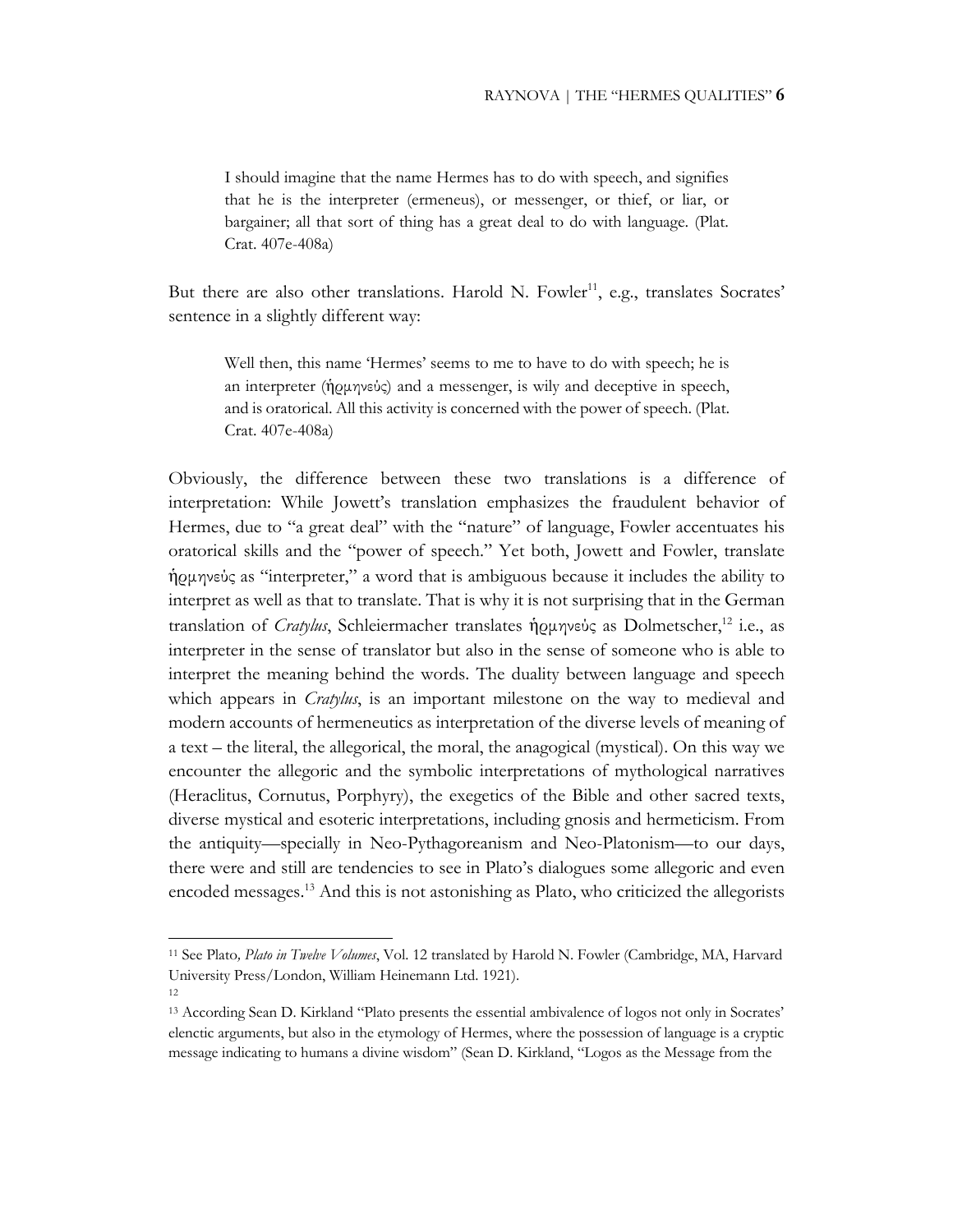> I should imagine that the name Hermes has to do with speech, and signifies that he is the interpreter (ermeneus), or messenger, or thief, or liar, or bargainer; all that sort of thing has a great deal to do with language. (Plat. Crat. 407e-408a)

But there are also other translations. Harold N. Fowler[11], e.g., translates Socrates' sentence in a slightly different way:

> Well then, this name 'Hermes' seems to me to have to do with speech; he is an interpreter (ἡρμηνεύς) and a messenger, is wily and deceptive in speech, and is oratorical. All this activity is concerned with the power of speech. (Plat. Crat. 407e-408a)

Obviously, the difference between these two translations is a difference of interpretation: While Jowett's translation emphasizes the fraudulent behavior of Hermes, due to "a great deal" with the "nature" of language, Fowler accentuates his oratorical skills and the "power of speech." Yet both, Jowett and Fowler, translate ἡρμηνεύς as "interpreter," a word that is ambiguous because it includes the ability to interpret as well as that to translate. That is why it is not surprising that in the German translation of *Cratylus*, Schleiermacher translates ἡρμηνεύς as Dolmetscher,[12] i.e., as interpreter in the sense of translator but also in the sense of someone who is able to interpret the meaning behind the words. The duality between language and speech which appears in *Cratylus*, is an important milestone on the way to medieval and modern accounts of hermeneutics as interpretation of the diverse levels of meaning of a text – the literal, the allegorical, the moral, the anagogical (mystical). On this way we encounter the allegoric and the symbolic interpretations of mythological narratives (Heraclitus, Cornutus, Porphyry), the exegetics of the Bible and other sacred texts, diverse mystical and esoteric interpretations, including gnosis and hermeticism. From the antiquity—specially in Neo-Pythagoreanism and Neo-Platonism—to our days, there were and still are tendencies to see in Plato's dialogues some allegoric and even encoded messages.[13] And this is not astonishing as Plato, who criticized the allegorists

---

[11] See Plato*, Plato in Twelve Volumes*, Vol. 12 translated by Harold N. Fowler (Cambridge, MA, Harvard University Press/London, William Heinemann Ltd. 1921).

[12]

[13] According Sean D. Kirkland "Plato presents the essential ambivalence of logos not only in Socrates' elenctic arguments, but also in the etymology of Hermes, where the possession of language is a cryptic message indicating to humans a divine wisdom" (Sean D. Kirkland, "Logos as the Message from the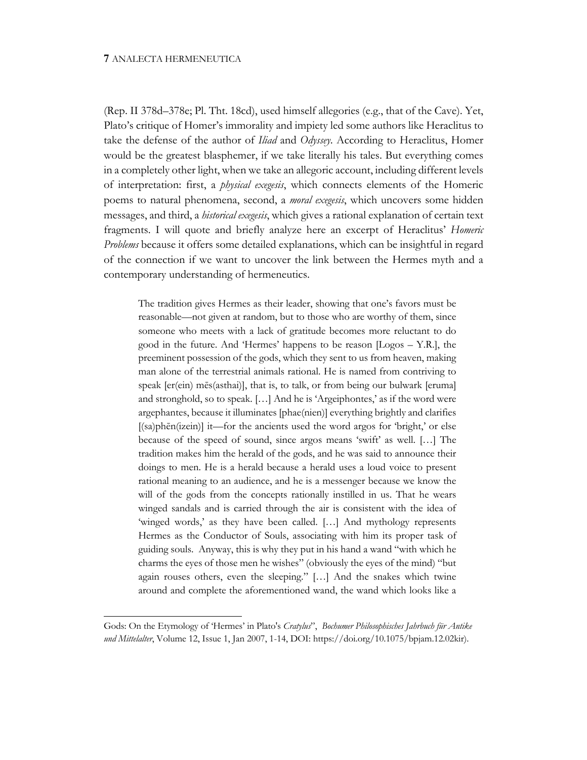(Rep. II 378d–378e; Pl. Tht. 18cd), used himself allegories (e.g., that of the Cave). Yet, Plato's critique of Homer's immorality and impiety led some authors like Heraclitus to take the defense of the author of *Iliad* and *Odyssey*. According to Heraclitus, Homer would be the greatest blasphemer, if we take literally his tales. But everything comes in a completely other light, when we take an allegoric account, including different levels of interpretation: first, a *physical exegesis*, which connects elements of the Homeric poems to natural phenomena, second, a *moral exegesis*, which uncovers some hidden messages, and third, a *historical exegesis*, which gives a rational explanation of certain text fragments. I will quote and briefly analyze here an excerpt of Heraclitus' *Homeric Problems* because it offers some detailed explanations, which can be insightful in regard of the connection if we want to uncover the link between the Hermes myth and a contemporary understanding of hermeneutics.

> The tradition gives Hermes as their leader, showing that one's favors must be reasonable—not given at random, but to those who are worthy of them, since someone who meets with a lack of gratitude becomes more reluctant to do good in the future. And 'Hermes' happens to be reason [Logos – Y.R.], the preeminent possession of the gods, which they sent to us from heaven, making man alone of the terrestrial animals rational. He is named from contriving to speak [er(ein) mēs(asthai)], that is, to talk, or from being our bulwark [eruma] and stronghold, so to speak. […] And he is 'Argeiphontes,' as if the word were argephantes, because it illuminates [phae(nien)] everything brightly and clarifies [(sa)phēn(izein)] it—for the ancients used the word argos for 'bright,' or else because of the speed of sound, since argos means 'swift' as well. […] The tradition makes him the herald of the gods, and he was said to announce their doings to men. He is a herald because a herald uses a loud voice to present rational meaning to an audience, and he is a messenger because we know the will of the gods from the concepts rationally instilled in us. That he wears winged sandals and is carried through the air is consistent with the idea of 'winged words,' as they have been called. […] And mythology represents Hermes as the Conductor of Souls, associating with him its proper task of guiding souls. Anyway, this is why they put in his hand a wand "with which he charms the eyes of those men he wishes" (obviously the eyes of the mind) "but again rouses others, even the sleeping." […] And the snakes which twine around and complete the aforementioned wand, the wand which looks like a

Gods: On the Etymology of 'Hermes' in Plato's *Cratylus*", *Bochumer Philosophisches Jahrbuch für Antike und Mittelalter*, Volume 12, Issue 1, Jan 2007, 1-14, DOI: https://doi.org/10.1075/bpjam.12.02kir).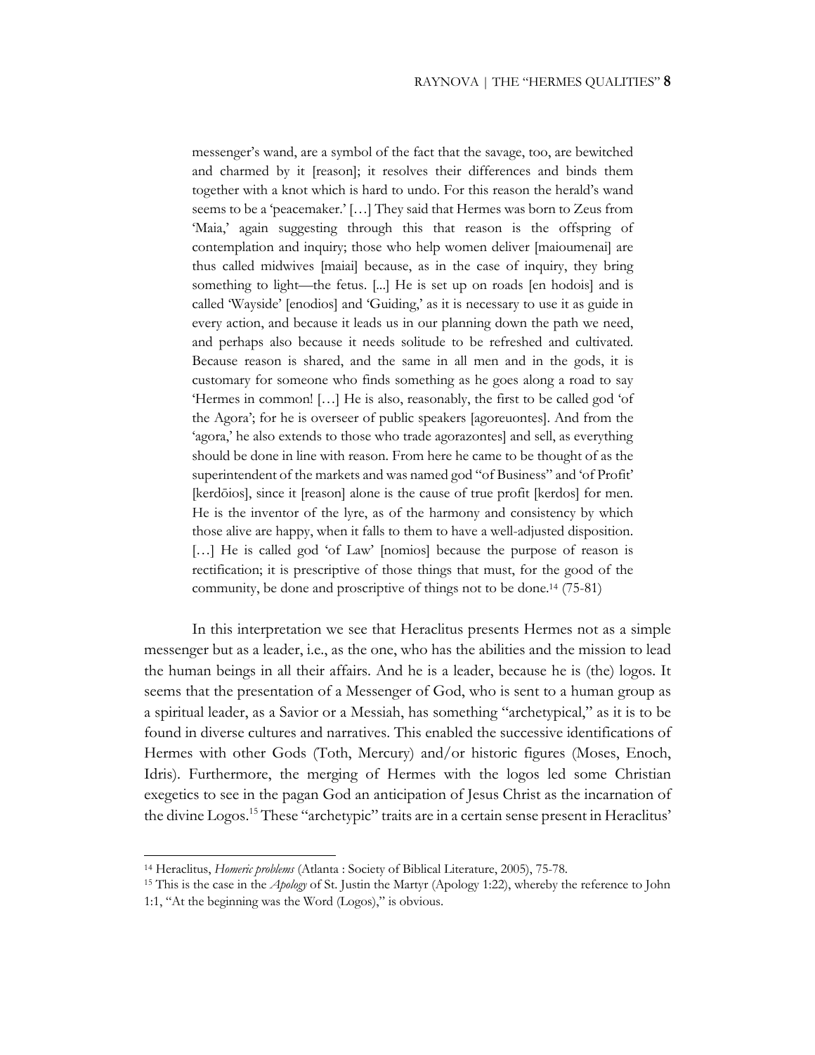> messenger's wand, are a symbol of the fact that the savage, too, are bewitched and charmed by it [reason]; it resolves their differences and binds them together with a knot which is hard to undo. For this reason the herald's wand seems to be a 'peacemaker.' […] They said that Hermes was born to Zeus from 'Maia,' again suggesting through this that reason is the offspring of contemplation and inquiry; those who help women deliver [maioumenai] are thus called midwives [maiai] because, as in the case of inquiry, they bring something to light—the fetus. [...] He is set up on roads [en hodois] and is called 'Wayside' [enodios] and 'Guiding,' as it is necessary to use it as guide in every action, and because it leads us in our planning down the path we need, and perhaps also because it needs solitude to be refreshed and cultivated. Because reason is shared, and the same in all men and in the gods, it is customary for someone who finds something as he goes along a road to say 'Hermes in common! […] He is also, reasonably, the first to be called god 'of the Agora'; for he is overseer of public speakers [agoreuontes]. And from the 'agora,' he also extends to those who trade agorazontes] and sell, as everything should be done in line with reason. From here he came to be thought of as the superintendent of the markets and was named god "of Business" and 'of Profit' [kerdōios], since it [reason] alone is the cause of true profit [kerdos] for men. He is the inventor of the lyre, as of the harmony and consistency by which those alive are happy, when it falls to them to have a well-adjusted disposition. […] He is called god 'of Law' [nomios] because the purpose of reason is rectification; it is prescriptive of those things that must, for the good of the community, be done and proscriptive of things not to be done.[14] (75-81)

In this interpretation we see that Heraclitus presents Hermes not as a simple messenger but as a leader, i.e., as the one, who has the abilities and the mission to lead the human beings in all their affairs. And he is a leader, because he is (the) logos. It seems that the presentation of a Messenger of God, who is sent to a human group as a spiritual leader, as a Savior or a Messiah, has something "archetypical," as it is to be found in diverse cultures and narratives. This enabled the successive identifications of Hermes with other Gods (Toth, Mercury) and/or historic figures (Moses, Enoch, Idris). Furthermore, the merging of Hermes with the logos led some Christian exegetics to see in the pagan God an anticipation of Jesus Christ as the incarnation of the divine Logos.[15] These "archetypic" traits are in a certain sense present in Heraclitus'

---

[14] Heraclitus, *Homeric problems* (Atlanta : Society of Biblical Literature, 2005), 75-78.

[15] This is the case in the *Apology* of St. Justin the Martyr (Apology 1:22), whereby the reference to John 1:1, "At the beginning was the Word (Logos)," is obvious.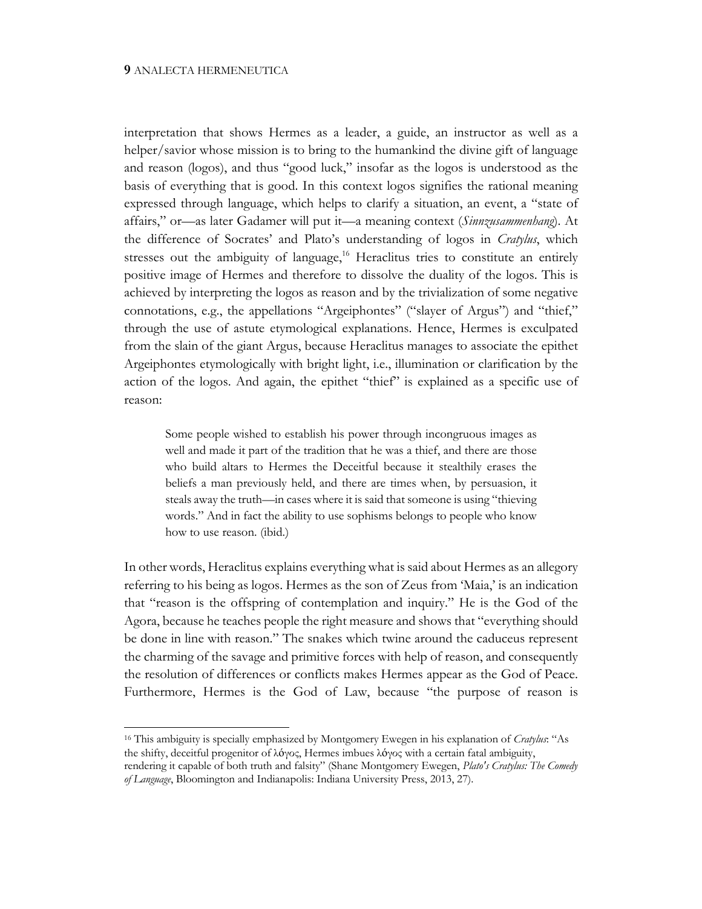interpretation that shows Hermes as a leader, a guide, an instructor as well as a helper/savior whose mission is to bring to the humankind the divine gift of language and reason (logos), and thus "good luck," insofar as the logos is understood as the basis of everything that is good. In this context logos signifies the rational meaning expressed through language, which helps to clarify a situation, an event, a "state of affairs," or—as later Gadamer will put it—a meaning context (*Sinnzusammenhang*). At the difference of Socrates' and Plato's understanding of logos in *Cratylus*, which stresses out the ambiguity of language,[16] Heraclitus tries to constitute an entirely positive image of Hermes and therefore to dissolve the duality of the logos. This is achieved by interpreting the logos as reason and by the trivialization of some negative connotations, e.g., the appellations "Argeiphontes" ("slayer of Argus") and "thief," through the use of astute etymological explanations. Hence, Hermes is exculpated from the slain of the giant Argus, because Heraclitus manages to associate the epithet Argeiphontes etymologically with bright light, i.e., illumination or clarification by the action of the logos. And again, the epithet "thief" is explained as a specific use of reason:

> Some people wished to establish his power through incongruous images as well and made it part of the tradition that he was a thief, and there are those who build altars to Hermes the Deceitful because it stealthily erases the beliefs a man previously held, and there are times when, by persuasion, it steals away the truth—in cases where it is said that someone is using "thieving words." And in fact the ability to use sophisms belongs to people who know how to use reason. (ibid.)

In other words, Heraclitus explains everything what is said about Hermes as an allegory referring to his being as logos. Hermes as the son of Zeus from 'Maia,' is an indication that "reason is the offspring of contemplation and inquiry." He is the God of the Agora, because he teaches people the right measure and shows that "everything should be done in line with reason." The snakes which twine around the caduceus represent the charming of the savage and primitive forces with help of reason, and consequently the resolution of differences or conflicts makes Hermes appear as the God of Peace. Furthermore, Hermes is the God of Law, because "the purpose of reason is

---

[16] This ambiguity is specially emphasized by Montgomery Ewegen in his explanation of *Cratylus*: "As the shifty, deceitful progenitor of λόγος, Hermes imbues λόγος with a certain fatal ambiguity, rendering it capable of both truth and falsity" (Shane Montgomery Ewegen, *Plato's Cratylus: The Comedy of Language*, Bloomington and Indianapolis: Indiana University Press, 2013, 27).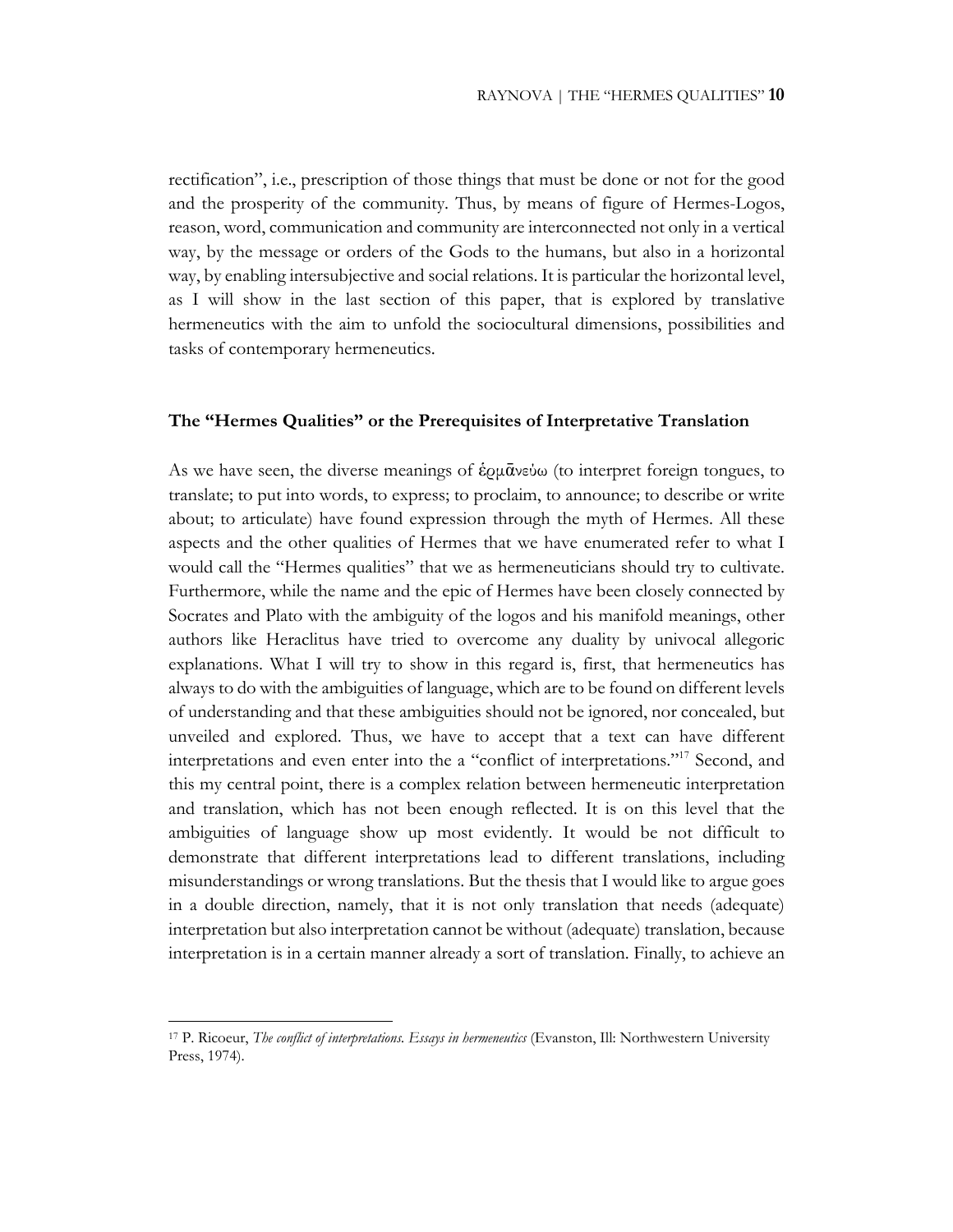rectification", i.e., prescription of those things that must be done or not for the good and the prosperity of the community. Thus, by means of figure of Hermes-Logos, reason, word, communication and community are interconnected not only in a vertical way, by the message or orders of the Gods to the humans, but also in a horizontal way, by enabling intersubjective and social relations. It is particular the horizontal level, as I will show in the last section of this paper, that is explored by translative hermeneutics with the aim to unfold the sociocultural dimensions, possibilities and tasks of contemporary hermeneutics.

## The "Hermes Qualities" or the Prerequisites of Interpretative Translation

As we have seen, the diverse meanings of ἑρμᾱνεύω (to interpret foreign tongues, to translate; to put into words, to express; to proclaim, to announce; to describe or write about; to articulate) have found expression through the myth of Hermes. All these aspects and the other qualities of Hermes that we have enumerated refer to what I would call the "Hermes qualities" that we as hermeneuticians should try to cultivate. Furthermore, while the name and the epic of Hermes have been closely connected by Socrates and Plato with the ambiguity of the logos and his manifold meanings, other authors like Heraclitus have tried to overcome any duality by univocal allegoric explanations. What I will try to show in this regard is, first, that hermeneutics has always to do with the ambiguities of language, which are to be found on different levels of understanding and that these ambiguities should not be ignored, nor concealed, but unveiled and explored. Thus, we have to accept that a text can have different interpretations and even enter into the a "conflict of interpretations."[17] Second, and this my central point, there is a complex relation between hermeneutic interpretation and translation, which has not been enough reflected. It is on this level that the ambiguities of language show up most evidently. It would be not difficult to demonstrate that different interpretations lead to different translations, including misunderstandings or wrong translations. But the thesis that I would like to argue goes in a double direction, namely, that it is not only translation that needs (adequate) interpretation but also interpretation cannot be without (adequate) translation, because interpretation is in a certain manner already a sort of translation. Finally, to achieve an

---

[17] P. Ricoeur, *The conflict of interpretations. Essays in hermeneutics* (Evanston, Ill: Northwestern University Press, 1974).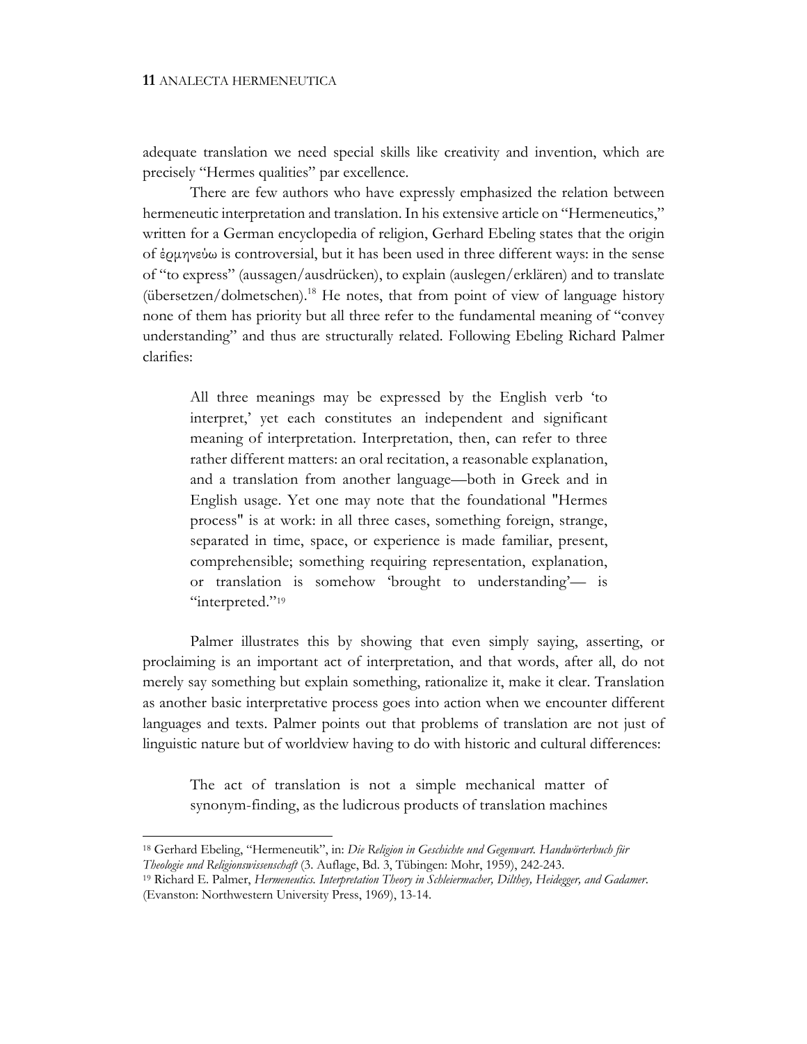adequate translation we need special skills like creativity and invention, which are precisely "Hermes qualities" par excellence.

There are few authors who have expressly emphasized the relation between hermeneutic interpretation and translation. In his extensive article on "Hermeneutics," written for a German encyclopedia of religion, Gerhard Ebeling states that the origin of ἑρμηνεύω is controversial, but it has been used in three different ways: in the sense of "to express" (aussagen/ausdrücken), to explain (auslegen/erklären) and to translate (übersetzen/dolmetschen).[18] He notes, that from point of view of language history none of them has priority but all three refer to the fundamental meaning of "convey understanding" and thus are structurally related. Following Ebeling Richard Palmer clarifies:

> All three meanings may be expressed by the English verb 'to interpret,' yet each constitutes an independent and significant meaning of interpretation. Interpretation, then, can refer to three rather different matters: an oral recitation, a reasonable explanation, and a translation from another language—both in Greek and in English usage. Yet one may note that the foundational "Hermes process" is at work: in all three cases, something foreign, strange, separated in time, space, or experience is made familiar, present, comprehensible; something requiring representation, explanation, or translation is somehow 'brought to understanding'— is "interpreted."[19]

Palmer illustrates this by showing that even simply saying, asserting, or proclaiming is an important act of interpretation, and that words, after all, do not merely say something but explain something, rationalize it, make it clear. Translation as another basic interpretative process goes into action when we encounter different languages and texts. Palmer points out that problems of translation are not just of linguistic nature but of worldview having to do with historic and cultural differences:

> The act of translation is not a simple mechanical matter of synonym-finding, as the ludicrous products of translation machines

---

[18] Gerhard Ebeling, "Hermeneutik", in: *Die Religion in Geschichte und Gegenwart. Handwörterbuch für Theologie und Religionswissenschaft* (3. Auflage, Bd. 3, Tübingen: Mohr, 1959), 242-243.

[19] Richard E. Palmer, *Hermeneutics. Interpretation Theory in Schleiermacher, Dilthey, Heidegger, and Gadamer*. (Evanston: Northwestern University Press, 1969), 13-14.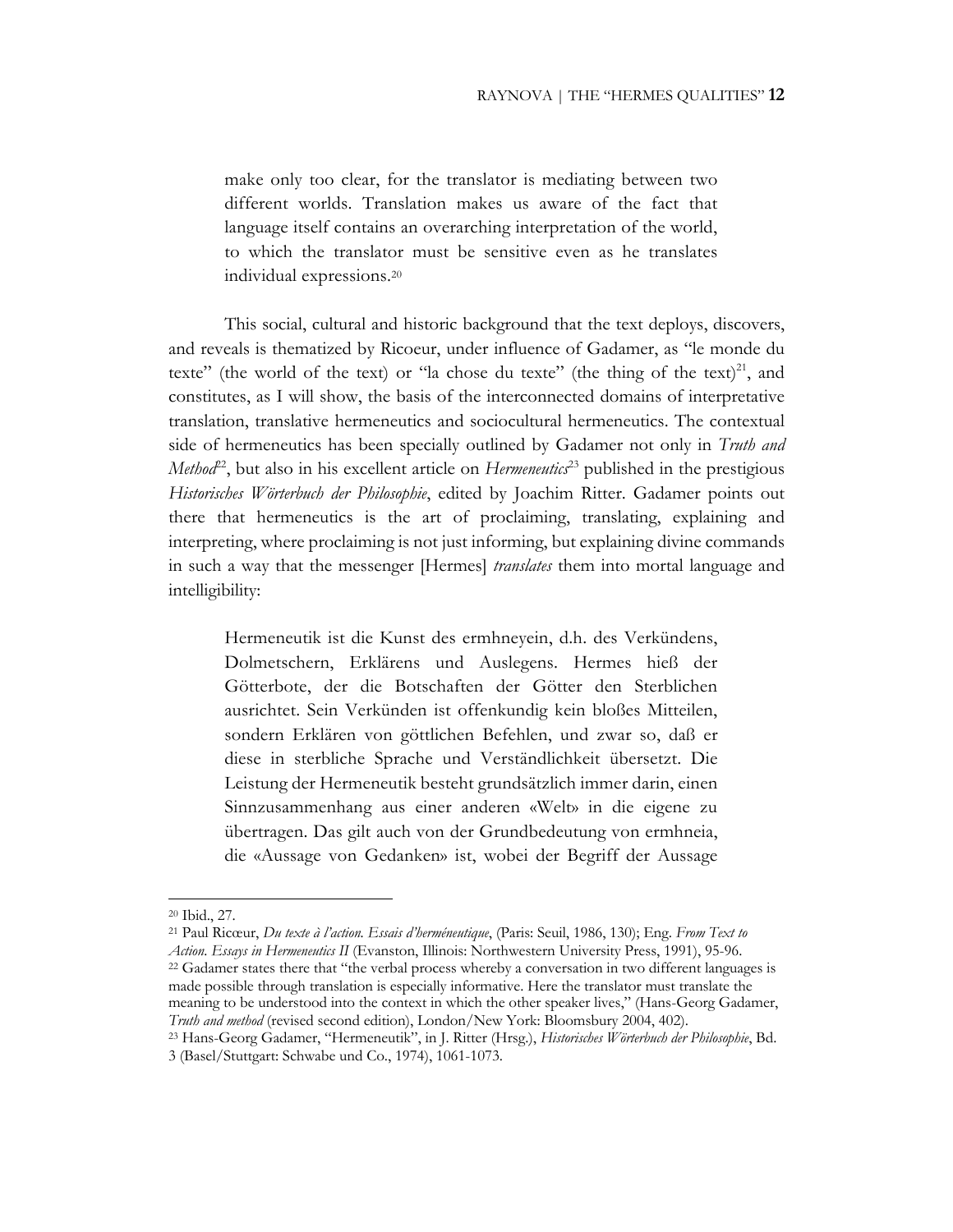> make only too clear, for the translator is mediating between two different worlds. Translation makes us aware of the fact that language itself contains an overarching interpretation of the world, to which the translator must be sensitive even as he translates individual expressions.[20]

This social, cultural and historic background that the text deploys, discovers, and reveals is thematized by Ricoeur, under influence of Gadamer, as "le monde du texte" (the world of the text) or "la chose du texte" (the thing of the text)[21], and constitutes, as I will show, the basis of the interconnected domains of interpretative translation, translative hermeneutics and sociocultural hermeneutics. The contextual side of hermeneutics has been specially outlined by Gadamer not only in *Truth and Method*[22], but also in his excellent article on *Hermeneutics*[23] published in the prestigious *Historisches Wörterbuch der Philosophie*, edited by Joachim Ritter. Gadamer points out there that hermeneutics is the art of proclaiming, translating, explaining and interpreting, where proclaiming is not just informing, but explaining divine commands in such a way that the messenger [Hermes] *translates* them into mortal language and intelligibility:

> Hermeneutik ist die Kunst des ermhneyein, d.h. des Verkündens, Dolmetschern, Erklärens und Auslegens. Hermes hieß der Götterbote, der die Botschaften der Götter den Sterblichen ausrichtet. Sein Verkünden ist offenkundig kein bloßes Mitteilen, sondern Erklären von göttlichen Befehlen, und zwar so, daß er diese in sterbliche Sprache und Verständlichkeit übersetzt. Die Leistung der Hermeneutik besteht grundsätzlich immer darin, einen Sinnzusammenhang aus einer anderen «Welt» in die eigene zu übertragen. Das gilt auch von der Grundbedeutung von ermhneia, die «Aussage von Gedanken» ist, wobei der Begriff der Aussage

---

[20] Ibid., 27.

[21] Paul Ricœur, *Du texte à l'action. Essais d'herméneutique*, (Paris: Seuil, 1986, 130); Eng. *From Text to Action. Essays in Hermeneutics II* (Evanston, Illinois: Northwestern University Press, 1991), 95-96.

[22] Gadamer states there that "the verbal process whereby a conversation in two different languages is made possible through translation is especially informative. Here the translator must translate the meaning to be understood into the context in which the other speaker lives," (Hans-Georg Gadamer, *Truth and method* (revised second edition), London/New York: Bloomsbury 2004, 402).

[23] Hans-Georg Gadamer, "Hermeneutik", in J. Ritter (Hrsg.), *Historisches Wörterbuch der Philosophie*, Bd. 3 (Basel/Stuttgart: Schwabe und Co., 1974), 1061-1073.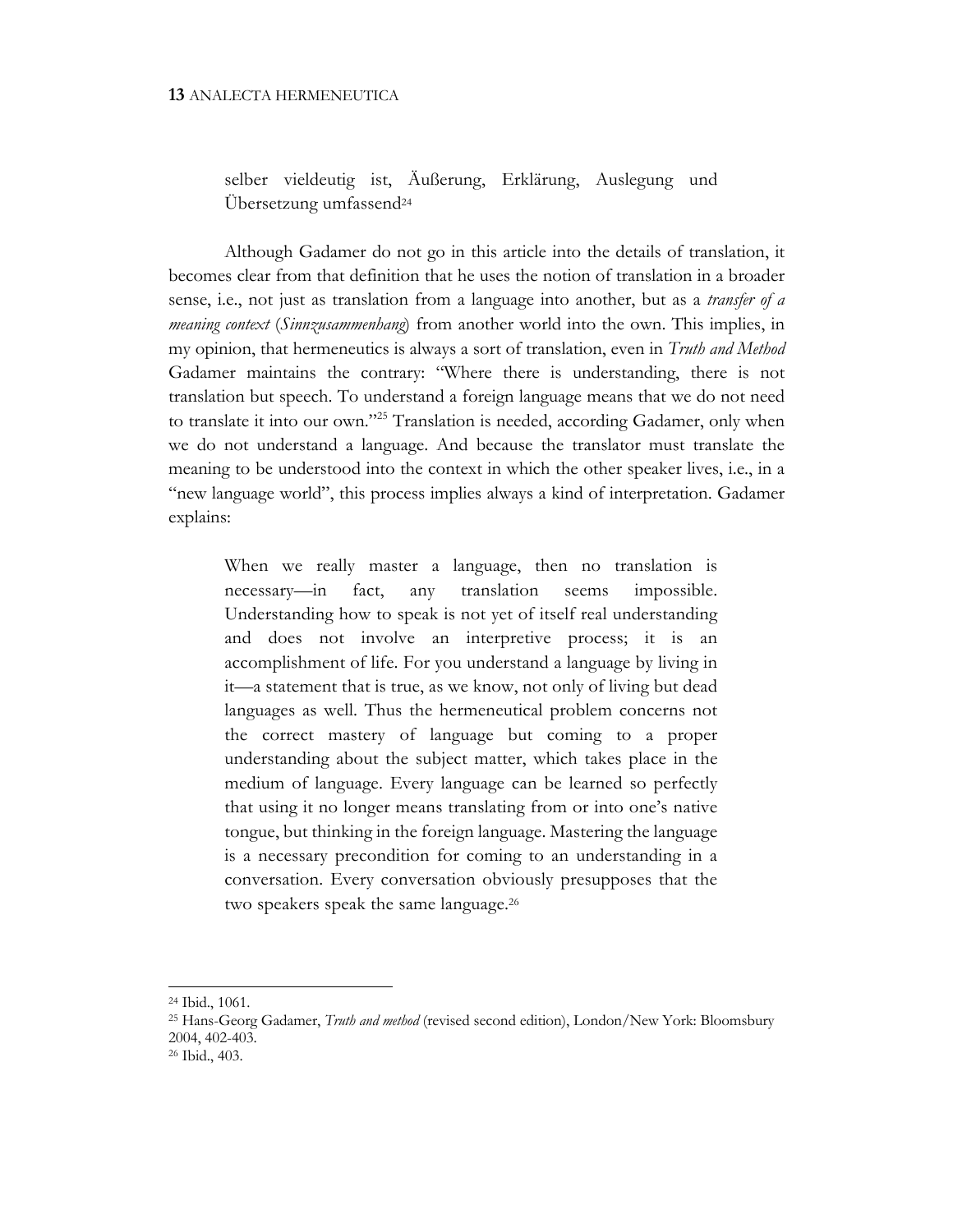> selber vieldeutig ist, Äußerung, Erklärung, Auslegung und Übersetzung umfassend[24]

Although Gadamer do not go in this article into the details of translation, it becomes clear from that definition that he uses the notion of translation in a broader sense, i.e., not just as translation from a language into another, but as a *transfer of a meaning context* (*Sinnzusammenhang*) from another world into the own. This implies, in my opinion, that hermeneutics is always a sort of translation, even in *Truth and Method* Gadamer maintains the contrary: "Where there is understanding, there is not translation but speech. To understand a foreign language means that we do not need to translate it into our own."[25] Translation is needed, according Gadamer, only when we do not understand a language. And because the translator must translate the meaning to be understood into the context in which the other speaker lives, i.e., in a "new language world", this process implies always a kind of interpretation. Gadamer explains:

> When we really master a language, then no translation is necessary—in fact, any translation seems impossible. Understanding how to speak is not yet of itself real understanding and does not involve an interpretive process; it is an accomplishment of life. For you understand a language by living in it—a statement that is true, as we know, not only of living but dead languages as well. Thus the hermeneutical problem concerns not the correct mastery of language but coming to a proper understanding about the subject matter, which takes place in the medium of language. Every language can be learned so perfectly that using it no longer means translating from or into one's native tongue, but thinking in the foreign language. Mastering the language is a necessary precondition for coming to an understanding in a conversation. Every conversation obviously presupposes that the two speakers speak the same language.[26]

---

[24] Ibid., 1061.

[25] Hans-Georg Gadamer, *Truth and method* (revised second edition), London/New York: Bloomsbury 2004, 402-403.

[26] Ibid., 403.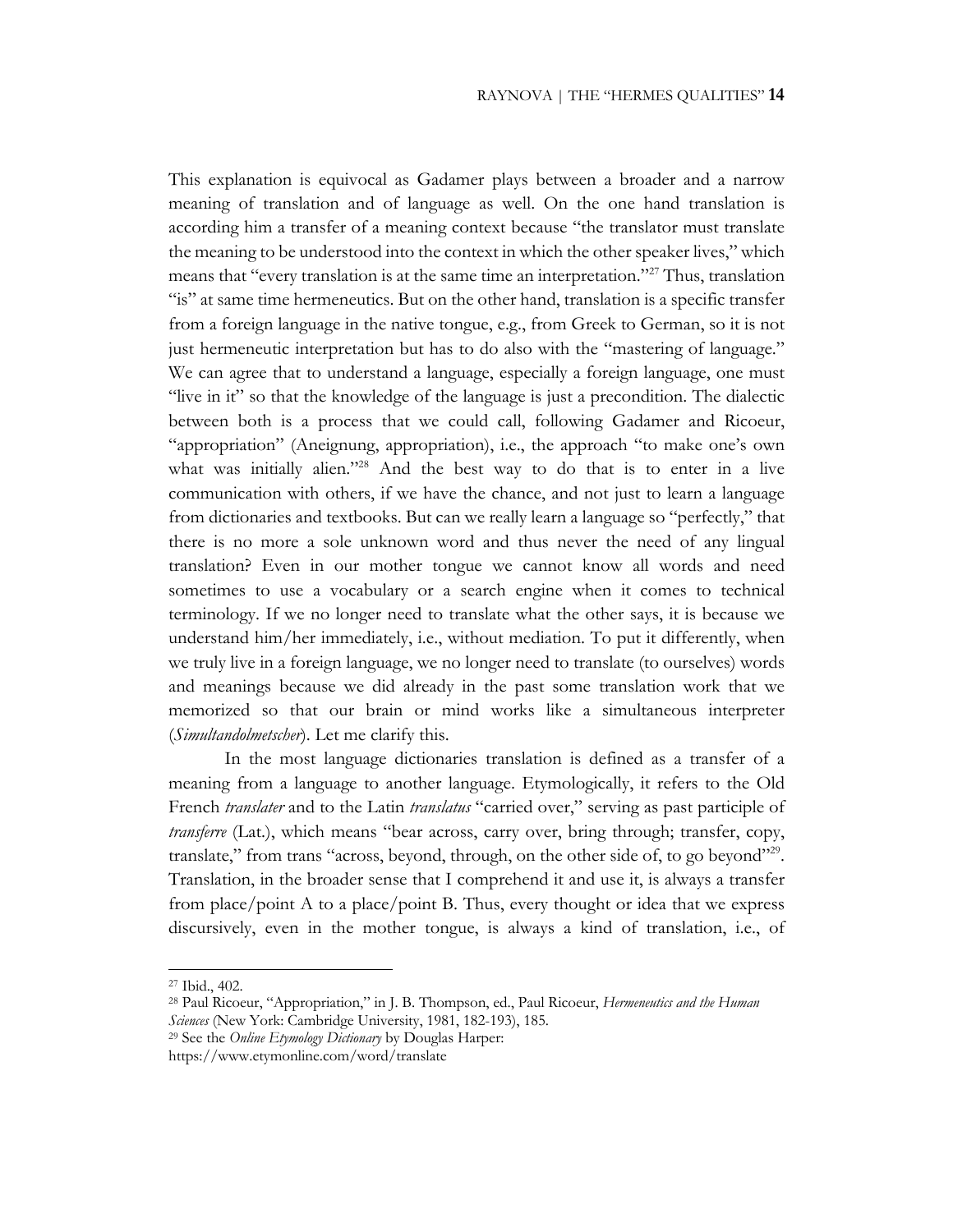This explanation is equivocal as Gadamer plays between a broader and a narrow meaning of translation and of language as well. On the one hand translation is according him a transfer of a meaning context because "the translator must translate the meaning to be understood into the context in which the other speaker lives," which means that "every translation is at the same time an interpretation."[27] Thus, translation "is" at same time hermeneutics. But on the other hand, translation is a specific transfer from a foreign language in the native tongue, e.g., from Greek to German, so it is not just hermeneutic interpretation but has to do also with the "mastering of language." We can agree that to understand a language, especially a foreign language, one must "live in it" so that the knowledge of the language is just a precondition. The dialectic between both is a process that we could call, following Gadamer and Ricoeur, "appropriation" (Aneignung, appropriation), i.e., the approach "to make one's own what was initially alien."[28] And the best way to do that is to enter in a live communication with others, if we have the chance, and not just to learn a language from dictionaries and textbooks. But can we really learn a language so "perfectly," that there is no more a sole unknown word and thus never the need of any lingual translation? Even in our mother tongue we cannot know all words and need sometimes to use a vocabulary or a search engine when it comes to technical terminology. If we no longer need to translate what the other says, it is because we understand him/her immediately, i.e., without mediation. To put it differently, when we truly live in a foreign language, we no longer need to translate (to ourselves) words and meanings because we did already in the past some translation work that we memorized so that our brain or mind works like a simultaneous interpreter (*Simultandolmetscher*). Let me clarify this.

In the most language dictionaries translation is defined as a transfer of a meaning from a language to another language. Etymologically, it refers to the Old French *translater* and to the Latin *translatus* "carried over," serving as past participle of *transferre* (Lat.), which means "bear across, carry over, bring through; transfer, copy, translate," from trans "across, beyond, through, on the other side of, to go beyond"[29]. Translation, in the broader sense that I comprehend it and use it, is always a transfer from place/point A to a place/point B. Thus, every thought or idea that we express discursively, even in the mother tongue, is always a kind of translation, i.e., of

---

[27] Ibid., 402.

[28] Paul Ricoeur, "Appropriation," in J. B. Thompson, ed., Paul Ricoeur, *Hermeneutics and the Human Sciences* (New York: Cambridge University, 1981, 182-193), 185.

[29] See the *Online Etymology Dictionary* by Douglas Harper: https://www.etymonline.com/word/translate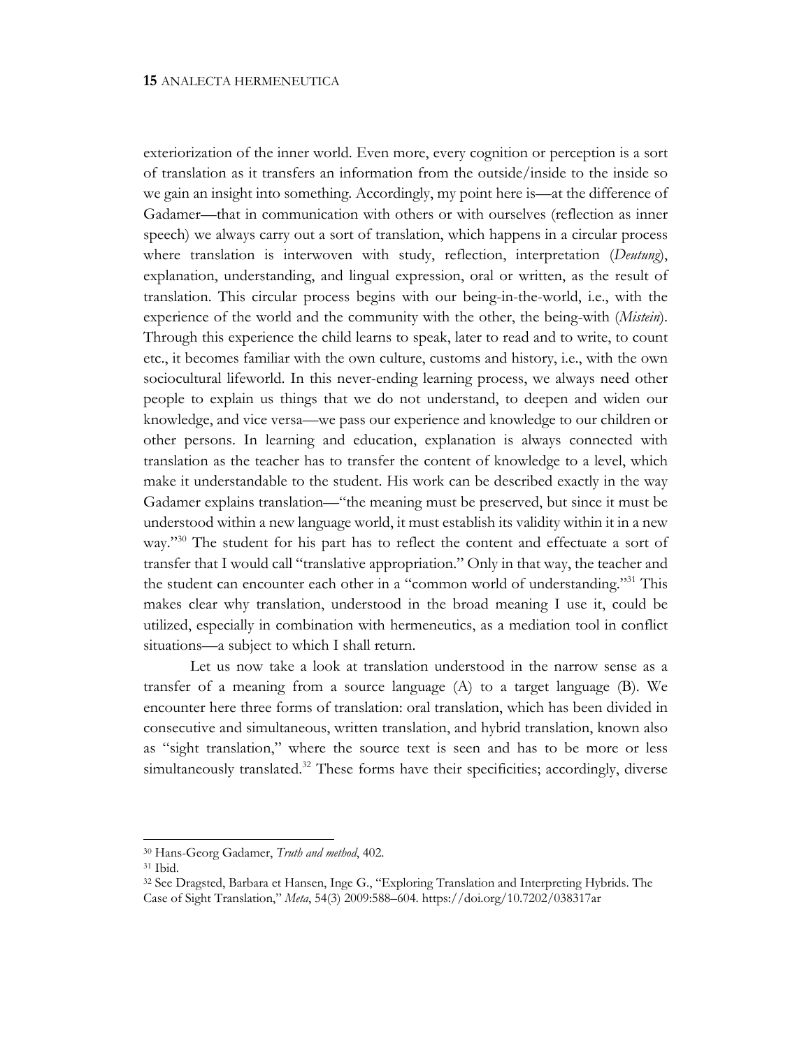exteriorization of the inner world. Even more, every cognition or perception is a sort of translation as it transfers an information from the outside/inside to the inside so we gain an insight into something. Accordingly, my point here is—at the difference of Gadamer—that in communication with others or with ourselves (reflection as inner speech) we always carry out a sort of translation, which happens in a circular process where translation is interwoven with study, reflection, interpretation (*Deutung*), explanation, understanding, and lingual expression, oral or written, as the result of translation. This circular process begins with our being-in-the-world, i.e., with the experience of the world and the community with the other, the being-with (*Mitsein*). Through this experience the child learns to speak, later to read and to write, to count etc., it becomes familiar with the own culture, customs and history, i.e., with the own sociocultural lifeworld. In this never-ending learning process, we always need other people to explain us things that we do not understand, to deepen and widen our knowledge, and vice versa—we pass our experience and knowledge to our children or other persons. In learning and education, explanation is always connected with translation as the teacher has to transfer the content of knowledge to a level, which make it understandable to the student. His work can be described exactly in the way Gadamer explains translation—"the meaning must be preserved, but since it must be understood within a new language world, it must establish its validity within it in a new way."[30] The student for his part has to reflect the content and effectuate a sort of transfer that I would call "translative appropriation." Only in that way, the teacher and the student can encounter each other in a "common world of understanding."[31] This makes clear why translation, understood in the broad meaning I use it, could be utilized, especially in combination with hermeneutics, as a mediation tool in conflict situations—a subject to which I shall return.

Let us now take a look at translation understood in the narrow sense as a transfer of a meaning from a source language (A) to a target language (B). We encounter here three forms of translation: oral translation, which has been divided in consecutive and simultaneous, written translation, and hybrid translation, known also as "sight translation," where the source text is seen and has to be more or less simultaneously translated.[32] These forms have their specificities; accordingly, diverse

---

[30] Hans-Georg Gadamer, *Truth and method*, 402.

[31] Ibid.

[32] See Dragsted, Barbara et Hansen, Inge G., "Exploring Translation and Interpreting Hybrids. The Case of Sight Translation," *Meta*, 54(3) 2009:588–604. https://doi.org/10.7202/038317ar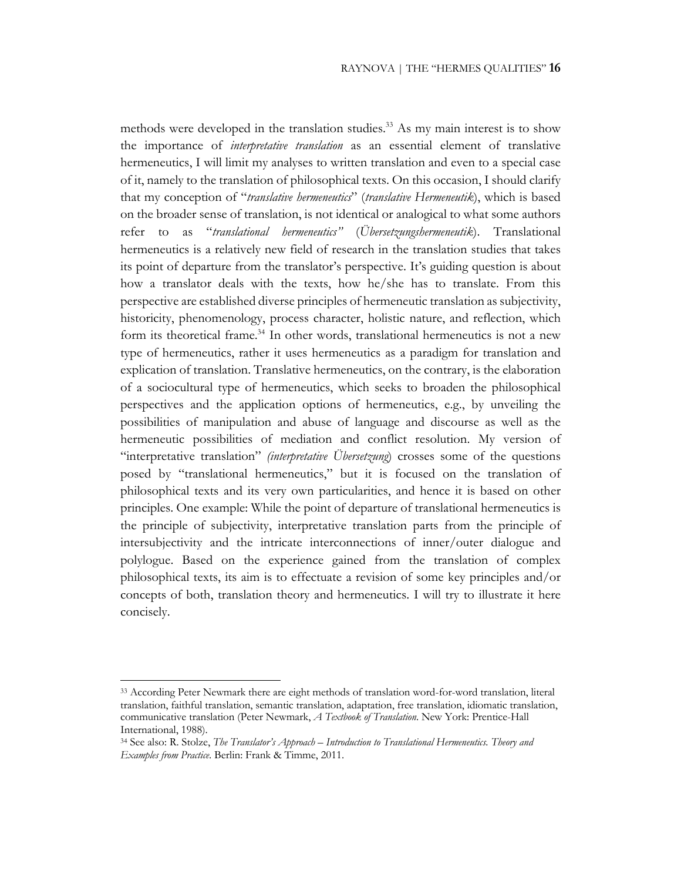methods were developed in the translation studies.[33] As my main interest is to show the importance of *interpretative translation* as an essential element of translative hermeneutics, I will limit my analyses to written translation and even to a special case of it, namely to the translation of philosophical texts. On this occasion, I should clarify that my conception of "*translative hermeneutics*" (*translative Hermeneutik*), which is based on the broader sense of translation, is not identical or analogical to what some authors refer to as "*translational hermeneutics"* (*Übersetzungshermeneutik*). Translational hermeneutics is a relatively new field of research in the translation studies that takes its point of departure from the translator's perspective. It's guiding question is about how a translator deals with the texts, how he/she has to translate. From this perspective are established diverse principles of hermeneutic translation as subjectivity, historicity, phenomenology, process character, holistic nature, and reflection, which form its theoretical frame.[34] In other words, translational hermeneutics is not a new type of hermeneutics, rather it uses hermeneutics as a paradigm for translation and explication of translation. Translative hermeneutics, on the contrary, is the elaboration of a sociocultural type of hermeneutics, which seeks to broaden the philosophical perspectives and the application options of hermeneutics, e.g., by unveiling the possibilities of manipulation and abuse of language and discourse as well as the hermeneutic possibilities of mediation and conflict resolution. My version of "interpretative translation" *(interpretative Übersetzung*) crosses some of the questions posed by "translational hermeneutics," but it is focused on the translation of philosophical texts and its very own particularities, and hence it is based on other principles. One example: While the point of departure of translational hermeneutics is the principle of subjectivity, interpretative translation parts from the principle of intersubjectivity and the intricate interconnections of inner/outer dialogue and polylogue. Based on the experience gained from the translation of complex philosophical texts, its aim is to effectuate a revision of some key principles and/or concepts of both, translation theory and hermeneutics. I will try to illustrate it here concisely.

---

[33] According Peter Newmark there are eight methods of translation word-for-word translation, literal translation, faithful translation, semantic translation, adaptation, free translation, idiomatic translation, communicative translation (Peter Newmark, *A Textbook of Translation*. New York: Prentice-Hall International, 1988).

[34] See also: R. Stolze, *The Translator's Approach – Introduction to Translational Hermeneutics. Theory and Examples from Practice*. Berlin: Frank & Timme, 2011.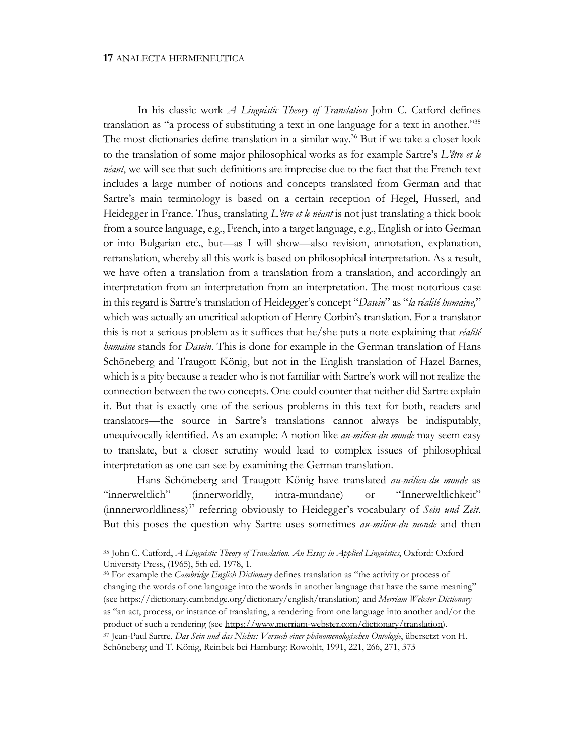In his classic work *A Linguistic Theory of Translation* John C. Catford defines translation as "a process of substituting a text in one language for a text in another."[35] The most dictionaries define translation in a similar way.[36] But if we take a closer look to the translation of some major philosophical works as for example Sartre's *L'être et le néant*, we will see that such definitions are imprecise due to the fact that the French text includes a large number of notions and concepts translated from German and that Sartre's main terminology is based on a certain reception of Hegel, Husserl, and Heidegger in France. Thus, translating *L'être et le néant* is not just translating a thick book from a source language, e.g., French, into a target language, e.g., English or into German or into Bulgarian etc., but—as I will show—also revision, annotation, explanation, retranslation, whereby all this work is based on philosophical interpretation. As a result, we have often a translation from a translation from a translation, and accordingly an interpretation from an interpretation from an interpretation. The most notorious case in this regard is Sartre's translation of Heidegger's concept "*Dasein*" as "*la réalité humaine,*" which was actually an uncritical adoption of Henry Corbin's translation. For a translator this is not a serious problem as it suffices that he/she puts a note explaining that *réalité humaine* stands for *Dasein*. This is done for example in the German translation of Hans Schöneberg and Traugott König, but not in the English translation of Hazel Barnes, which is a pity because a reader who is not familiar with Sartre's work will not realize the connection between the two concepts. One could counter that neither did Sartre explain it. But that is exactly one of the serious problems in this text for both, readers and translators—the source in Sartre's translations cannot always be indisputably, unequivocally identified. As an example: A notion like *au-milieu-du monde* may seem easy to translate, but a closer scrutiny would lead to complex issues of philosophical interpretation as one can see by examining the German translation.

Hans Schöneberg and Traugott König have translated *au-milieu-du monde* as "innerweltlich" (innerworldly, intra-mundane) or "Innerweltlichkeit" (innnerworldliness)[37] referring obviously to Heidegger's vocabulary of *Sein und Zeit*. But this poses the question why Sartre uses sometimes *au-milieu-du monde* and then

---

[35] John C. Catford, *A Linguistic Theory of Translation. An Essay in Applied Linguistics*, Oxford: Oxford University Press, (1965), 5th ed. 1978, 1.

[36] For example the *Cambridge English Dictionary* defines translation as "the activity or process of changing the words of one language into the words in another language that have the same meaning" (see https://dictionary.cambridge.org/dictionary/english/translation) and *Merriam Webster Dictionary* as "an act, process, or instance of translating, a rendering from one language into another and/or the product of such a rendering (see https://www.merriam-webster.com/dictionary/translation).

[37] Jean-Paul Sartre, *Das Sein und das Nichts: Versuch einer phänomenologischen Ontologie*, übersetzt von H. Schöneberg und T. König, Reinbek bei Hamburg: Rowohlt, 1991, 221, 266, 271, 373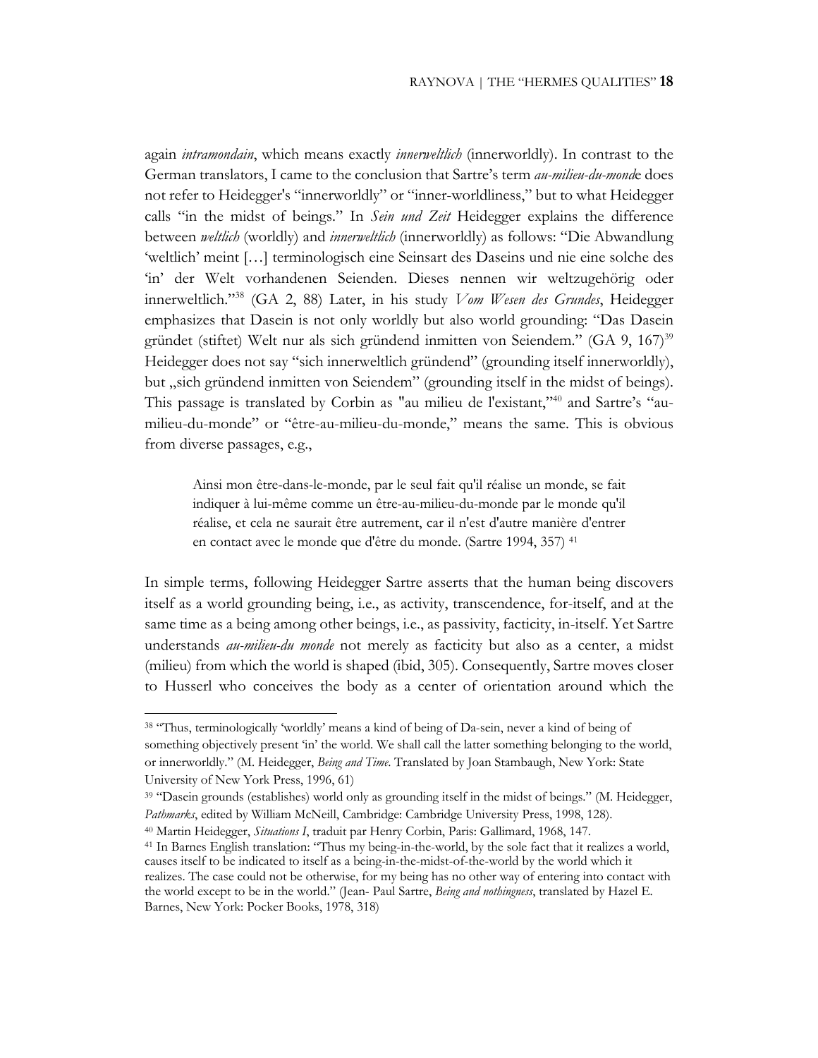again *intramondain*, which means exactly *innerweltlich* (innerworldly). In contrast to the German translators, I came to the conclusion that Sartre's term *au-milieu-du-monde* does not refer to Heidegger's "innerworldly" or "inner-worldliness," but to what Heidegger calls "in the midst of beings." In *Sein und Zeit* Heidegger explains the difference between *weltlich* (worldly) and *innerweltlich* (innerworldly) as follows: "Die Abwandlung 'weltlich' meint […] terminologisch eine Seinsart des Daseins und nie eine solche des 'in' der Welt vorhandenen Seienden. Dieses nennen wir weltzugehörig oder innerweltlich."[38] (GA 2, 88) Later, in his study *Vom Wesen des Grundes*, Heidegger emphasizes that Dasein is not only worldly but also world grounding: "Das Dasein gründet (stiftet) Welt nur als sich gründend inmitten von Seiendem." (GA 9, 167)[39] Heidegger does not say "sich innerweltlich gründend" (grounding itself innerworldly), but „sich gründend inmitten von Seiendem" (grounding itself in the midst of beings). This passage is translated by Corbin as "au milieu de l'existant,"[40] and Sartre's "au-milieu-du-monde" or "être-au-milieu-du-monde," means the same. This is obvious from diverse passages, e.g.,

> Ainsi mon être-dans-le-monde, par le seul fait qu'il réalise un monde, se fait indiquer à lui-même comme un être-au-milieu-du-monde par le monde qu'il réalise, et cela ne saurait être autrement, car il n'est d'autre manière d'entrer en contact avec le monde que d'être du monde. (Sartre 1994, 357) [41]

In simple terms, following Heidegger Sartre asserts that the human being discovers itself as a world grounding being, i.e., as activity, transcendence, for-itself, and at the same time as a being among other beings, i.e., as passivity, facticity, in-itself. Yet Sartre understands *au-milieu-du monde* not merely as facticity but also as a center, a midst (milieu) from which the world is shaped (ibid, 305). Consequently, Sartre moves closer to Husserl who conceives the body as a center of orientation around which the

---

[38] "Thus, terminologically 'worldly' means a kind of being of Da-sein, never a kind of being of something objectively present 'in' the world. We shall call the latter something belonging to the world, or innerworldly." (M. Heidegger, *Being and Time*. Translated by Joan Stambaugh, New York: State University of New York Press, 1996, 61)

[39] "Dasein grounds (establishes) world only as grounding itself in the midst of beings." (M. Heidegger, *Pathmarks*, edited by William McNeill, Cambridge: Cambridge University Press, 1998, 128).

[40] Martin Heidegger, *Situations I*, traduit par Henry Corbin, Paris: Gallimard, 1968, 147.

[41] In Barnes English translation: "Thus my being-in-the-world, by the sole fact that it realizes a world, causes itself to be indicated to itself as a being-in-the-midst-of-the-world by the world which it realizes. The case could not be otherwise, for my being has no other way of entering into contact with the world except to be in the world." (Jean- Paul Sartre, *Being and nothingness*, translated by Hazel E. Barnes, New York: Pocker Books, 1978, 318)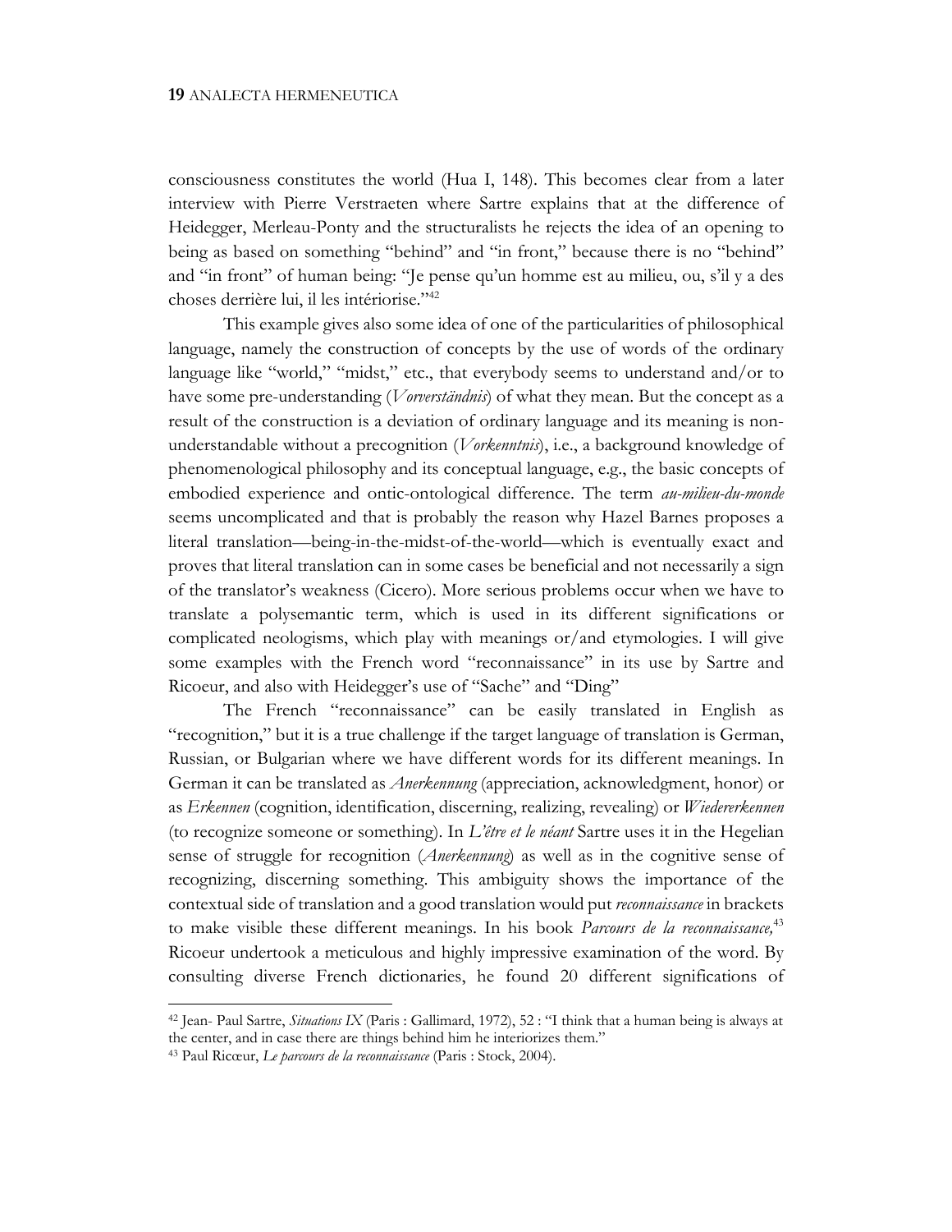consciousness constitutes the world (Hua I, 148). This becomes clear from a later interview with Pierre Verstraeten where Sartre explains that at the difference of Heidegger, Merleau-Ponty and the structuralists he rejects the idea of an opening to being as based on something "behind" and "in front," because there is no "behind" and "in front" of human being: "Je pense qu'un homme est au milieu, ou, s'il y a des choses derrière lui, il les intériorise."[42]

This example gives also some idea of one of the particularities of philosophical language, namely the construction of concepts by the use of words of the ordinary language like "world," "midst," etc., that everybody seems to understand and/or to have some pre-understanding (*Vorverständnis*) of what they mean. But the concept as a result of the construction is a deviation of ordinary language and its meaning is non-understandable without a precognition (*Vorkenntnis*), i.e., a background knowledge of phenomenological philosophy and its conceptual language, e.g., the basic concepts of embodied experience and ontic-ontological difference. The term *au-milieu-du-monde* seems uncomplicated and that is probably the reason why Hazel Barnes proposes a literal translation—being-in-the-midst-of-the-world—which is eventually exact and proves that literal translation can in some cases be beneficial and not necessarily a sign of the translator's weakness (Cicero). More serious problems occur when we have to translate a polysemantic term, which is used in its different significations or complicated neologisms, which play with meanings or/and etymologies. I will give some examples with the French word "reconnaissance" in its use by Sartre and Ricoeur, and also with Heidegger's use of "Sache" and "Ding"

The French "reconnaissance" can be easily translated in English as "recognition," but it is a true challenge if the target language of translation is German, Russian, or Bulgarian where we have different words for its different meanings. In German it can be translated as *Anerkennung* (appreciation, acknowledgment, honor) or as *Erkennen* (cognition, identification, discerning, realizing, revealing) or *Wiedererkennen* (to recognize someone or something). In *L'être et le néant* Sartre uses it in the Hegelian sense of struggle for recognition (*Anerkennung*) as well as in the cognitive sense of recognizing, discerning something. This ambiguity shows the importance of the contextual side of translation and a good translation would put *reconnaissance* in brackets to make visible these different meanings. In his book *Parcours de la reconnaissance,*[43] Ricoeur undertook a meticulous and highly impressive examination of the word. By consulting diverse French dictionaries, he found 20 different significations of

---

[42] Jean- Paul Sartre, *Situations IX* (Paris : Gallimard, 1972), 52 : "I think that a human being is always at the center, and in case there are things behind him he interiorizes them."

[43] Paul Ricœur, *Le parcours de la reconnaissance* (Paris : Stock, 2004).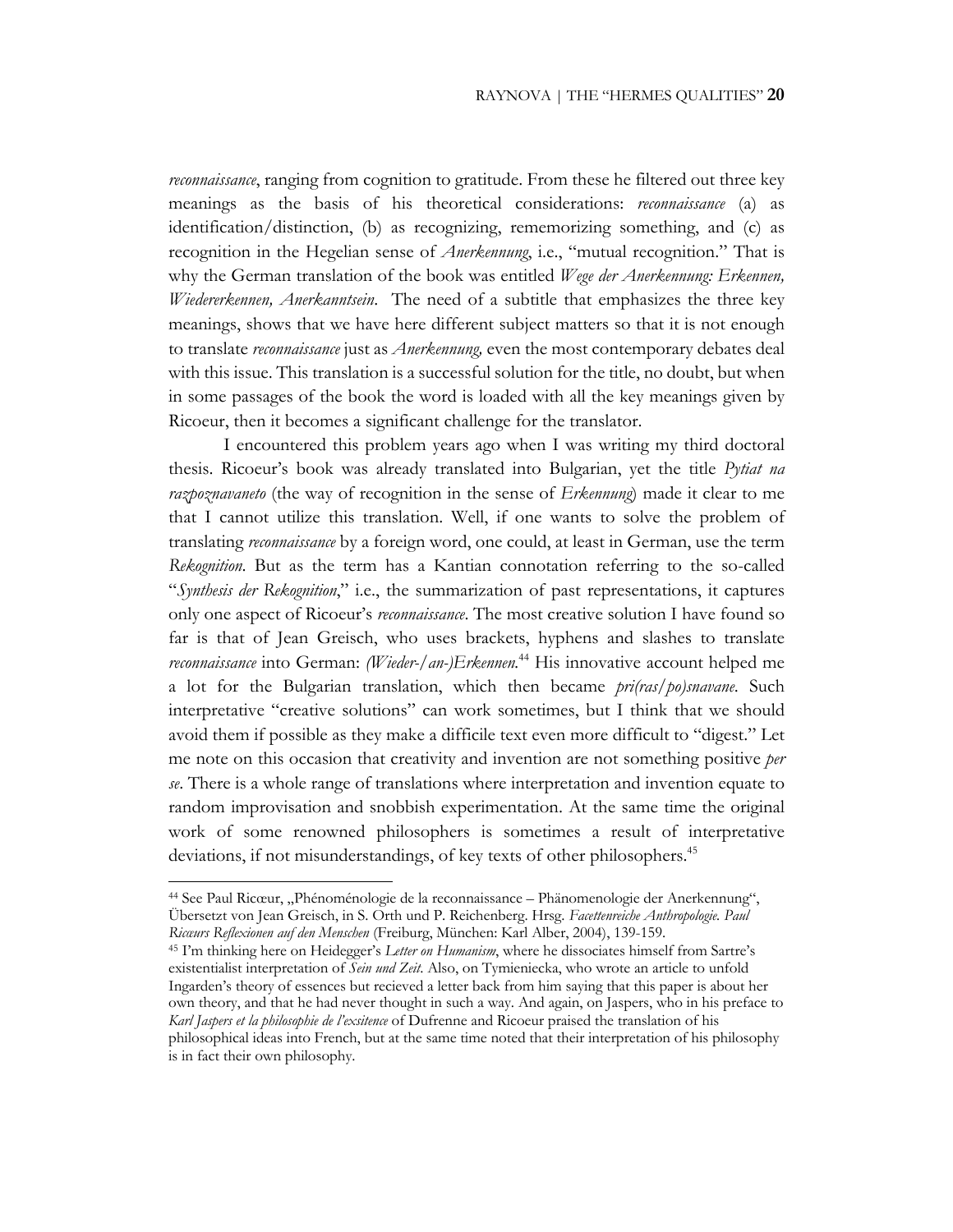*reconnaissance*, ranging from cognition to gratitude. From these he filtered out three key meanings as the basis of his theoretical considerations: *reconnaissance* (a) as identification/distinction, (b) as recognizing, rememorizing something, and (c) as recognition in the Hegelian sense of *Anerkennung*, i.e., "mutual recognition." That is why the German translation of the book was entitled *Wege der Anerkennung: Erkennen, Wiedererkennen, Anerkanntsein*. The need of a subtitle that emphasizes the three key meanings, shows that we have here different subject matters so that it is not enough to translate *reconnaissance* just as *Anerkennung,* even the most contemporary debates deal with this issue. This translation is a successful solution for the title, no doubt, but when in some passages of the book the word is loaded with all the key meanings given by Ricoeur, then it becomes a significant challenge for the translator.

I encountered this problem years ago when I was writing my third doctoral thesis. Ricoeur's book was already translated into Bulgarian, yet the title *Pytiat na razpoznavaneto* (the way of recognition in the sense of *Erkennung*) made it clear to me that I cannot utilize this translation. Well, if one wants to solve the problem of translating *reconnaissance* by a foreign word, one could, at least in German, use the term *Rekognition*. But as the term has a Kantian connotation referring to the so-called "*Synthesis der Rekognition*," i.e., the summarization of past representations, it captures only one aspect of Ricoeur's *reconnaissance*. The most creative solution I have found so far is that of Jean Greisch, who uses brackets, hyphens and slashes to translate *reconnaissance* into German: *(Wieder-/an-)Erkennen.*[44] His innovative account helped me a lot for the Bulgarian translation, which then became *pri(ras/po)snavane*. Such interpretative "creative solutions" can work sometimes, but I think that we should avoid them if possible as they make a difficile text even more difficult to "digest." Let me note on this occasion that creativity and invention are not something positive *per se*. There is a whole range of translations where interpretation and invention equate to random improvisation and snobbish experimentation. At the same time the original work of some renowned philosophers is sometimes a result of interpretative deviations, if not misunderstandings, of key texts of other philosophers.[45]

---

[44] See Paul Ricœur, „Phénoménologie de la reconnaissance – Phänomenologie der Anerkennung", Übersetzt von Jean Greisch, in S. Orth und P. Reichenberg. Hrsg. *Facettenreiche Anthropologie. Paul Ricœurs Reflexionen auf den Menschen* (Freiburg, München: Karl Alber, 2004), 139-159.

[45] I'm thinking here on Heidegger's *Letter on Humanism*, where he dissociates himself from Sartre's existentialist interpretation of *Sein und Zeit*. Also, on Tymieniecka, who wrote an article to unfold Ingarden's theory of essences but recieved a letter back from him saying that this paper is about her own theory, and that he had never thought in such a way. And again, on Jaspers, who in his preface to *Karl Jaspers et la philosophie de l'exsitence* of Dufrenne and Ricoeur praised the translation of his philosophical ideas into French, but at the same time noted that their interpretation of his philosophy is in fact their own philosophy.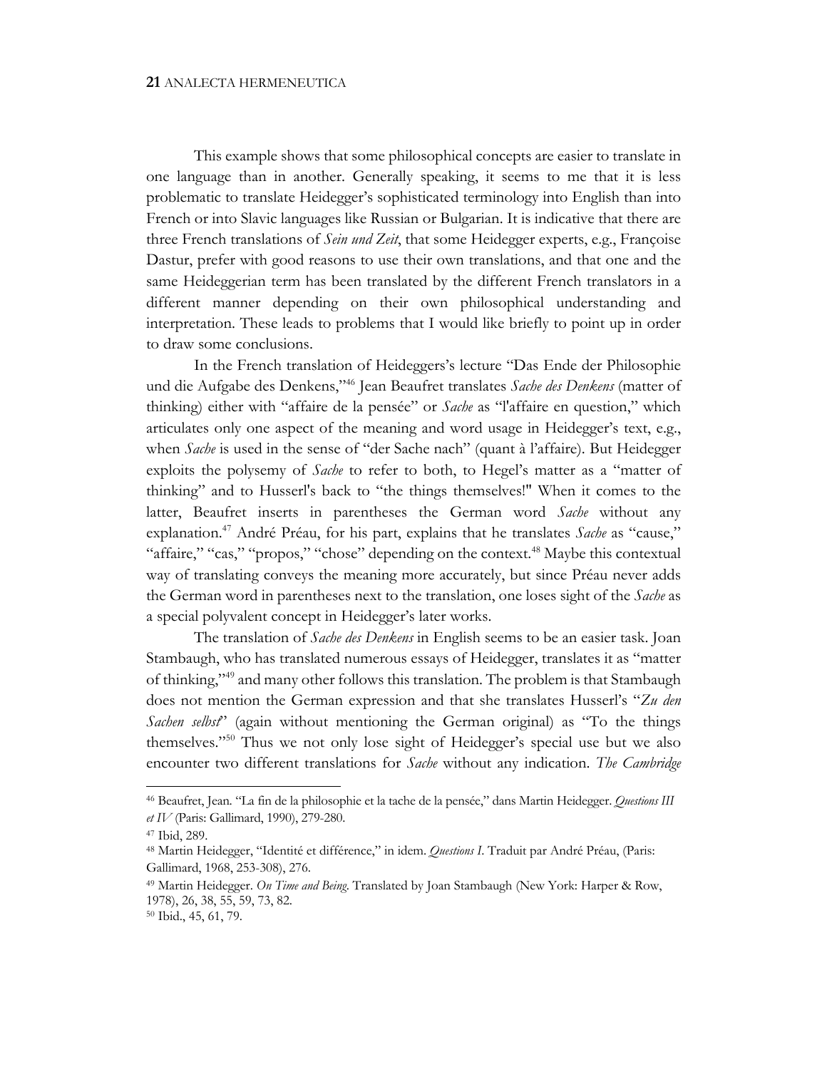This example shows that some philosophical concepts are easier to translate in one language than in another. Generally speaking, it seems to me that it is less problematic to translate Heidegger's sophisticated terminology into English than into French or into Slavic languages like Russian or Bulgarian. It is indicative that there are three French translations of *Sein und Zeit*, that some Heidegger experts, e.g., Françoise Dastur, prefer with good reasons to use their own translations, and that one and the same Heideggerian term has been translated by the different French translators in a different manner depending on their own philosophical understanding and interpretation. These leads to problems that I would like briefly to point up in order to draw some conclusions.

In the French translation of Heideggers's lecture "Das Ende der Philosophie und die Aufgabe des Denkens,"[46] Jean Beaufret translates *Sache des Denkens* (matter of thinking) either with "affaire de la pensée" or *Sache* as "l'affaire en question," which articulates only one aspect of the meaning and word usage in Heidegger's text, e.g., when *Sache* is used in the sense of "der Sache nach" (quant à l'affaire). But Heidegger exploits the polysemy of *Sache* to refer to both, to Hegel's matter as a "matter of thinking" and to Husserl's back to "the things themselves!" When it comes to the latter, Beaufret inserts in parentheses the German word *Sache* without any explanation.[47] André Préau, for his part, explains that he translates *Sache* as "cause," "affaire," "cas," "propos," "chose" depending on the context.[48] Maybe this contextual way of translating conveys the meaning more accurately, but since Préau never adds the German word in parentheses next to the translation, one loses sight of the *Sache* as a special polyvalent concept in Heidegger's later works.

The translation of *Sache des Denkens* in English seems to be an easier task. Joan Stambaugh, who has translated numerous essays of Heidegger, translates it as "matter of thinking,"[49] and many other follows this translation. The problem is that Stambaugh does not mention the German expression and that she translates Husserl's "*Zu den Sachen selbst*" (again without mentioning the German original) as "To the things themselves."[50] Thus we not only lose sight of Heidegger's special use but we also encounter two different translations for *Sache* without any indication. *The Cambridge*

---

[46] Beaufret, Jean. "La fin de la philosophie et la tache de la pensée," dans Martin Heidegger. *Questions III et IV* (Paris: Gallimard, 1990), 279-280.

[47] Ibid, 289.

[48] Martin Heidegger, "Identité et différence," in idem. *Questions I*. Traduit par André Préau, (Paris: Gallimard, 1968, 253-308), 276.

[49] Martin Heidegger. *On Time and Being*. Translated by Joan Stambaugh (New York: Harper & Row, 1978), 26, 38, 55, 59, 73, 82.

[50] Ibid., 45, 61, 79.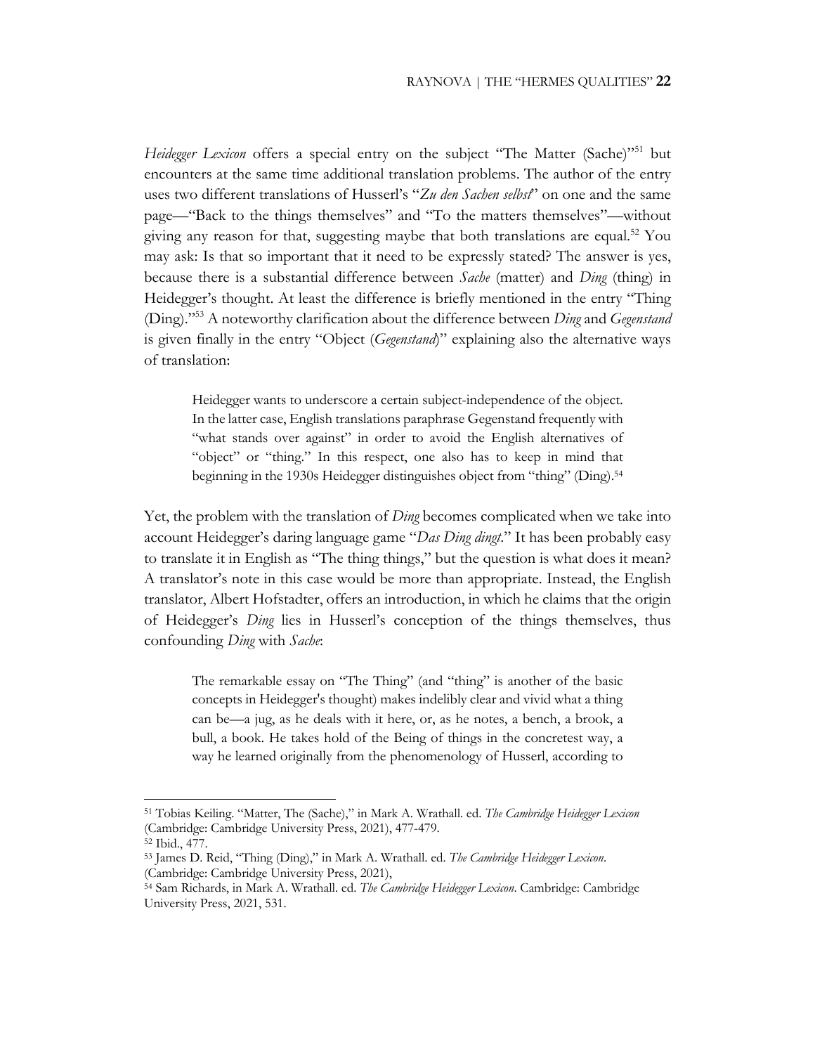*Heidegger Lexicon* offers a special entry on the subject "The Matter (Sache)"[51] but encounters at the same time additional translation problems. The author of the entry uses two different translations of Husserl's "*Zu den Sachen selbst*" on one and the same page—"Back to the things themselves" and "To the matters themselves"—without giving any reason for that, suggesting maybe that both translations are equal.[52] You may ask: Is that so important that it need to be expressly stated? The answer is yes, because there is a substantial difference between *Sache* (matter) and *Ding* (thing) in Heidegger's thought. At least the difference is briefly mentioned in the entry "Thing (Ding)."[53] A noteworthy clarification about the difference between *Ding* and *Gegenstand* is given finally in the entry "Object (*Gegenstand*)" explaining also the alternative ways of translation:

> Heidegger wants to underscore a certain subject-independence of the object. In the latter case, English translations paraphrase Gegenstand frequently with "what stands over against" in order to avoid the English alternatives of "object" or "thing." In this respect, one also has to keep in mind that beginning in the 1930s Heidegger distinguishes object from "thing" (Ding).[54]

Yet, the problem with the translation of *Ding* becomes complicated when we take into account Heidegger's daring language game "*Das Ding dingt*." It has been probably easy to translate it in English as "The thing things," but the question is what does it mean? A translator's note in this case would be more than appropriate. Instead, the English translator, Albert Hofstadter, offers an introduction, in which he claims that the origin of Heidegger's *Ding* lies in Husserl's conception of the things themselves, thus confounding *Ding* with *Sache*:

> The remarkable essay on "The Thing" (and "thing" is another of the basic concepts in Heidegger's thought) makes indelibly clear and vivid what a thing can be—a jug, as he deals with it here, or, as he notes, a bench, a brook, a bull, a book. He takes hold of the Being of things in the concretest way, a way he learned originally from the phenomenology of Husserl, according to

---

[51] Tobias Keiling. "Matter, The (Sache)," in Mark A. Wrathall. ed. *The Cambridge Heidegger Lexicon* (Cambridge: Cambridge University Press, 2021), 477-479.

[52] Ibid., 477.

[53] James D. Reid, "Thing (Ding)," in Mark A. Wrathall. ed. *The Cambridge Heidegger Lexicon*. (Cambridge: Cambridge University Press, 2021),

[54] Sam Richards, in Mark A. Wrathall. ed. *The Cambridge Heidegger Lexicon*. Cambridge: Cambridge University Press, 2021, 531.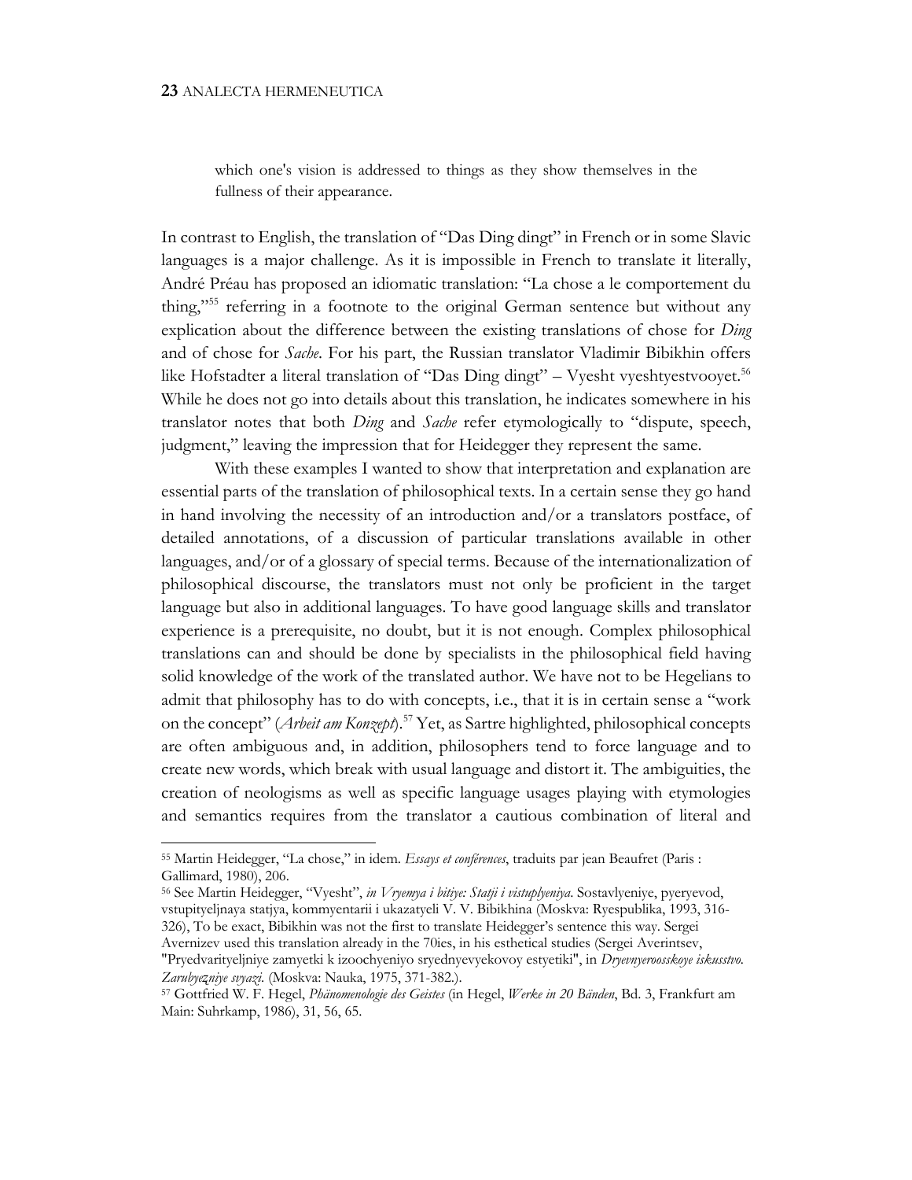which one's vision is addressed to things as they show themselves in the fullness of their appearance.

In contrast to English, the translation of "Das Ding dingt" in French or in some Slavic languages is a major challenge. As it is impossible in French to translate it literally, André Préau has proposed an idiomatic translation: "La chose a le comportement du thing,"[55] referring in a footnote to the original German sentence but without any explication about the difference between the existing translations of chose for *Ding* and of chose for *Sache*. For his part, the Russian translator Vladimir Bibikhin offers like Hofstadter a literal translation of "Das Ding dingt" – Vyesht vyeshtyestvooyet.[56] While he does not go into details about this translation, he indicates somewhere in his translator notes that both *Ding* and *Sache* refer etymologically to "dispute, speech, judgment," leaving the impression that for Heidegger they represent the same.

With these examples I wanted to show that interpretation and explanation are essential parts of the translation of philosophical texts. In a certain sense they go hand in hand involving the necessity of an introduction and/or a translators postface, of detailed annotations, of a discussion of particular translations available in other languages, and/or of a glossary of special terms. Because of the internationalization of philosophical discourse, the translators must not only be proficient in the target language but also in additional languages. To have good language skills and translator experience is a prerequisite, no doubt, but it is not enough. Complex philosophical translations can and should be done by specialists in the philosophical field having solid knowledge of the work of the translated author. We have not to be Hegelians to admit that philosophy has to do with concepts, i.e., that it is in certain sense a "work on the concept" (*Arbeit am Konzept*).[57] Yet, as Sartre highlighted, philosophical concepts are often ambiguous and, in addition, philosophers tend to force language and to create new words, which break with usual language and distort it. The ambiguities, the creation of neologisms as well as specific language usages playing with etymologies and semantics requires from the translator a cautious combination of literal and

---

[55] Martin Heidegger, "La chose," in idem. *Essays et conférences*, traduits par jean Beaufret (Paris : Gallimard, 1980), 206.

[56] See Martin Heidegger, "Vyesht", *in Vryemya i bitiye: Statji i vistuplyeniya*. Sostavlyeniye, pyeryevod, vstupityeljnaya statjya, kommyentarii i ukazatyeli V. V. Bibikhina (Moskva: Ryespublika, 1993, 316-326), To be exact, Bibikhin was not the first to translate Heidegger's sentence this way. Sergei Avernizev used this translation already in the 70ies, in his esthetical studies (Sergei Averintsev, "Pryedvarityeljniye zamyetki k izoochyeniyo sryednyevyekovoy estyetiki", in *Dryevnyeroosskoye iskusstvo. Zarubyezniye svyazi*. (Moskva: Nauka, 1975, 371-382.).

[57] Gottfried W. F. Hegel, *Phänomenologie des Geistes* (in Hegel, *Werke in 20 Bänden*, Bd. 3, Frankfurt am Main: Suhrkamp, 1986), 31, 56, 65.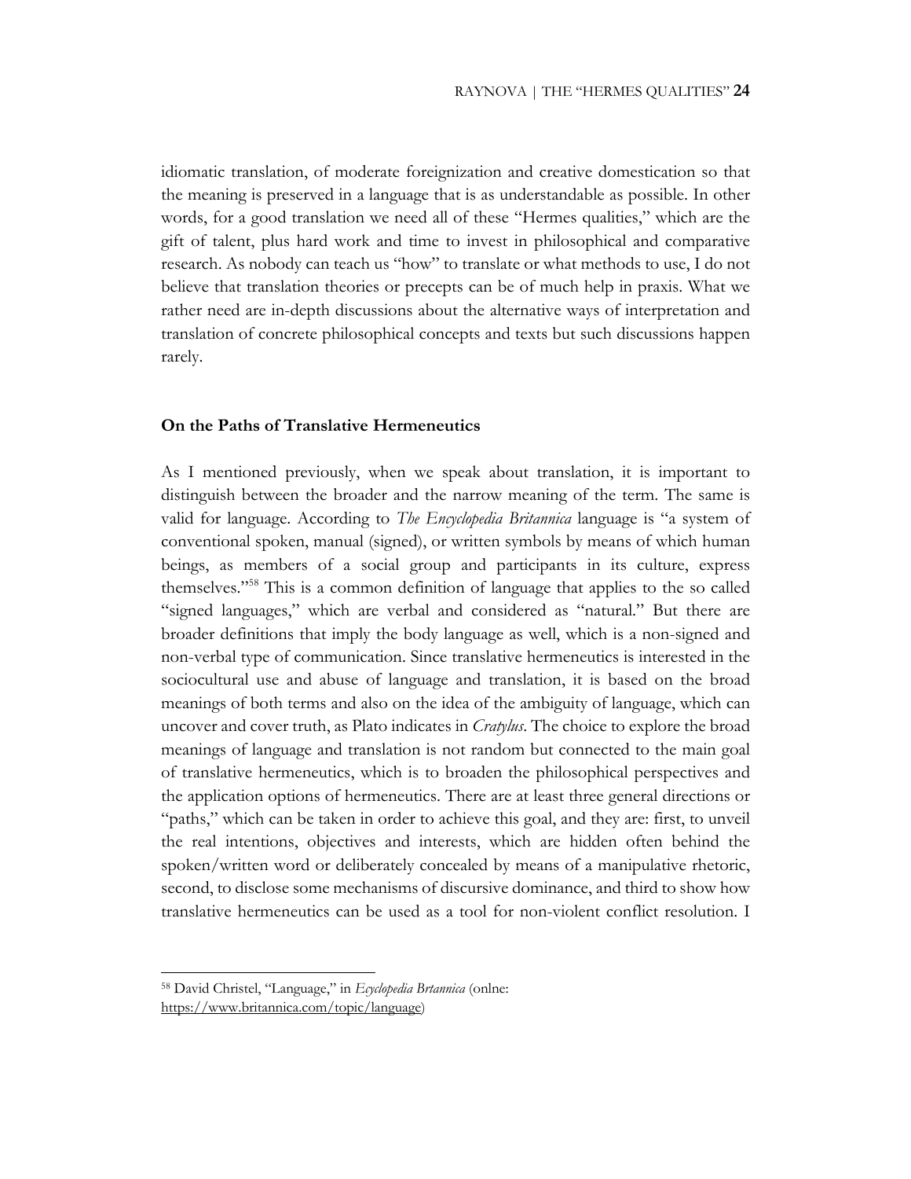idiomatic translation, of moderate foreignization and creative domestication so that the meaning is preserved in a language that is as understandable as possible. In other words, for a good translation we need all of these "Hermes qualities," which are the gift of talent, plus hard work and time to invest in philosophical and comparative research. As nobody can teach us "how" to translate or what methods to use, I do not believe that translation theories or precepts can be of much help in praxis. What we rather need are in-depth discussions about the alternative ways of interpretation and translation of concrete philosophical concepts and texts but such discussions happen rarely.

### On the Paths of Translative Hermeneutics

As I mentioned previously, when we speak about translation, it is important to distinguish between the broader and the narrow meaning of the term. The same is valid for language. According to *The Encyclopedia Britannica* language is "a system of conventional spoken, manual (signed), or written symbols by means of which human beings, as members of a social group and participants in its culture, express themselves."[58] This is a common definition of language that applies to the so called "signed languages," which are verbal and considered as "natural." But there are broader definitions that imply the body language as well, which is a non-signed and non-verbal type of communication. Since translative hermeneutics is interested in the sociocultural use and abuse of language and translation, it is based on the broad meanings of both terms and also on the idea of the ambiguity of language, which can uncover and cover truth, as Plato indicates in *Cratylus*. The choice to explore the broad meanings of language and translation is not random but connected to the main goal of translative hermeneutics, which is to broaden the philosophical perspectives and the application options of hermeneutics. There are at least three general directions or "paths," which can be taken in order to achieve this goal, and they are: first, to unveil the real intentions, objectives and interests, which are hidden often behind the spoken/written word or deliberately concealed by means of a manipulative rhetoric, second, to disclose some mechanisms of discursive dominance, and third to show how translative hermeneutics can be used as a tool for non-violent conflict resolution. I

---

[58] David Christel, "Language," in *Ecyclopedia Brtannica* (onlne: https://www.britannica.com/topic/language)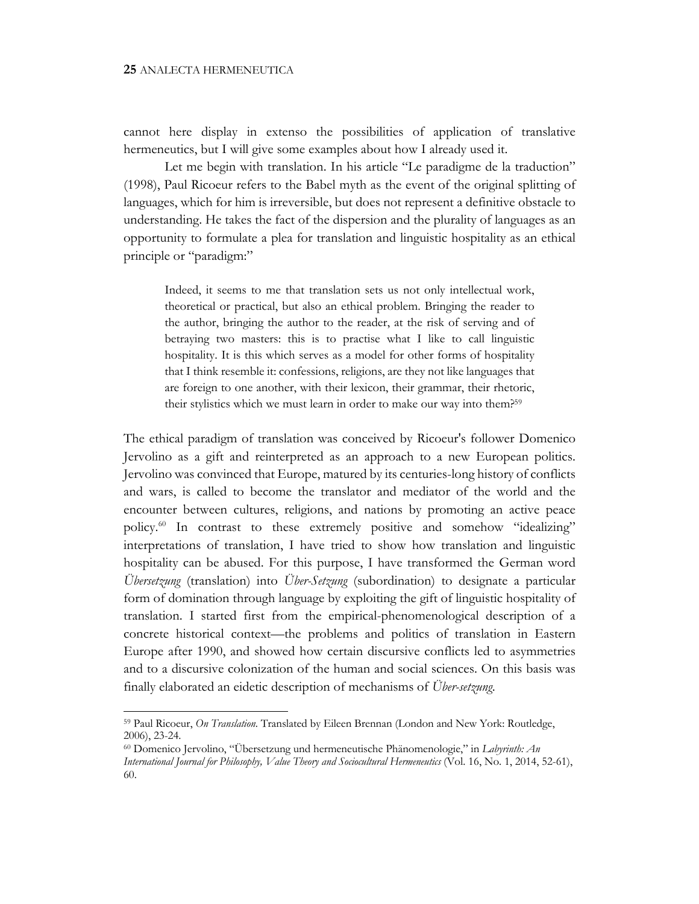cannot here display in extenso the possibilities of application of translative hermeneutics, but I will give some examples about how I already used it.

Let me begin with translation. In his article "Le paradigme de la traduction" (1998), Paul Ricoeur refers to the Babel myth as the event of the original splitting of languages, which for him is irreversible, but does not represent a definitive obstacle to understanding. He takes the fact of the dispersion and the plurality of languages as an opportunity to formulate a plea for translation and linguistic hospitality as an ethical principle or "paradigm:"

> Indeed, it seems to me that translation sets us not only intellectual work, theoretical or practical, but also an ethical problem. Bringing the reader to the author, bringing the author to the reader, at the risk of serving and of betraying two masters: this is to practise what I like to call linguistic hospitality. It is this which serves as a model for other forms of hospitality that I think resemble it: confessions, religions, are they not like languages that are foreign to one another, with their lexicon, their grammar, their rhetoric, their stylistics which we must learn in order to make our way into them?[59]

The ethical paradigm of translation was conceived by Ricoeur's follower Domenico Jervolino as a gift and reinterpreted as an approach to a new European politics. Jervolino was convinced that Europe, matured by its centuries-long history of conflicts and wars, is called to become the translator and mediator of the world and the encounter between cultures, religions, and nations by promoting an active peace policy.[60] In contrast to these extremely positive and somehow "idealizing" interpretations of translation, I have tried to show how translation and linguistic hospitality can be abused. For this purpose, I have transformed the German word *Übersetzung* (translation) into *Über-Setzung* (subordination) to designate a particular form of domination through language by exploiting the gift of linguistic hospitality of translation. I started first from the empirical-phenomenological description of a concrete historical context—the problems and politics of translation in Eastern Europe after 1990, and showed how certain discursive conflicts led to asymmetries and to a discursive colonization of the human and social sciences. On this basis was finally elaborated an eidetic description of mechanisms of *Über-setzung*.

---

[59] Paul Ricoeur, *On Translation*. Translated by Eileen Brennan (London and New York: Routledge, 2006), 23-24.

[60] Domenico Jervolino, "Übersetzung und hermeneutische Phänomenologie," in *Labyrinth: An International Journal for Philosophy, Value Theory and Sociocultural Hermeneutics* (Vol. 16, No. 1, 2014, 52-61), 60.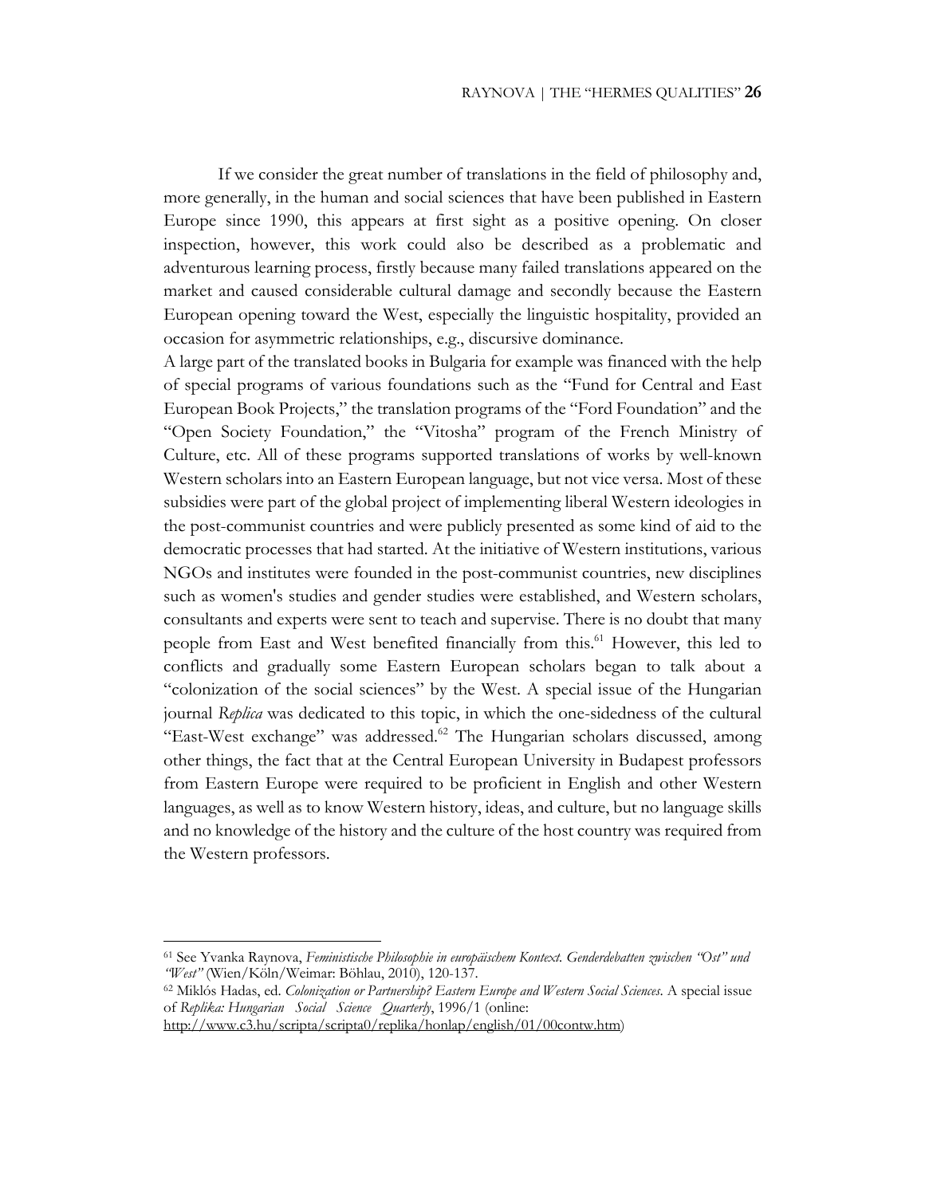If we consider the great number of translations in the field of philosophy and, more generally, in the human and social sciences that have been published in Eastern Europe since 1990, this appears at first sight as a positive opening. On closer inspection, however, this work could also be described as a problematic and adventurous learning process, firstly because many failed translations appeared on the market and caused considerable cultural damage and secondly because the Eastern European opening toward the West, especially the linguistic hospitality, provided an occasion for asymmetric relationships, e.g., discursive dominance.

A large part of the translated books in Bulgaria for example was financed with the help of special programs of various foundations such as the "Fund for Central and East European Book Projects," the translation programs of the "Ford Foundation" and the "Open Society Foundation," the "Vitosha" program of the French Ministry of Culture, etc. All of these programs supported translations of works by well-known Western scholars into an Eastern European language, but not vice versa. Most of these subsidies were part of the global project of implementing liberal Western ideologies in the post-communist countries and were publicly presented as some kind of aid to the democratic processes that had started. At the initiative of Western institutions, various NGOs and institutes were founded in the post-communist countries, new disciplines such as women's studies and gender studies were established, and Western scholars, consultants and experts were sent to teach and supervise. There is no doubt that many people from East and West benefited financially from this.[61] However, this led to conflicts and gradually some Eastern European scholars began to talk about a "colonization of the social sciences" by the West. A special issue of the Hungarian journal *Replica* was dedicated to this topic, in which the one-sidedness of the cultural "East-West exchange" was addressed.[62] The Hungarian scholars discussed, among other things, the fact that at the Central European University in Budapest professors from Eastern Europe were required to be proficient in English and other Western languages, as well as to know Western history, ideas, and culture, but no language skills and no knowledge of the history and the culture of the host country was required from the Western professors.

---

[61] See Yvanka Raynova, *Feministische Philosophie in europäischem Kontext. Genderdebatten zwischen "Ost" und "West"* (Wien/Köln/Weimar: Böhlau, 2010), 120-137.

[62] Miklós Hadas, ed. *Colonization or Partnership? Eastern Europe and Western Social Sciences*. A special issue of *Replika: Hungarian Social Science Quarterly*, 1996/1 (online: http://www.c3.hu/scripta/scripta0/replika/honlap/english/01/00contw.htm)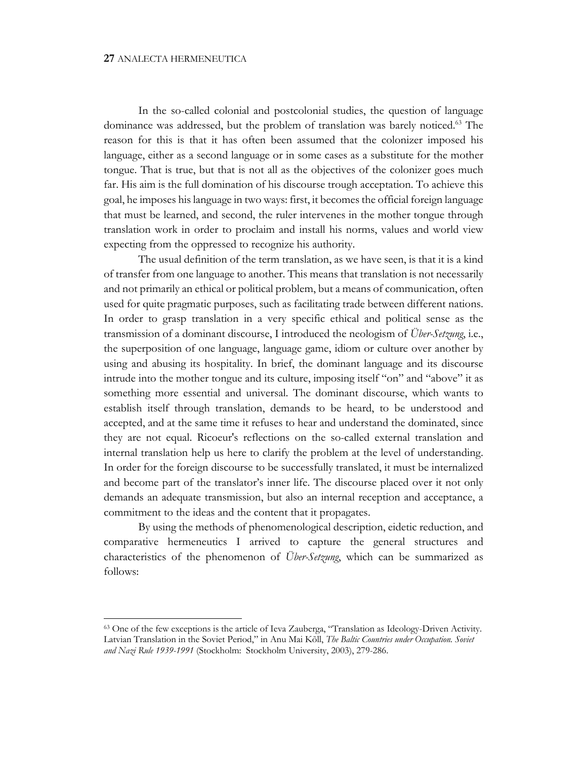In the so-called colonial and postcolonial studies, the question of language dominance was addressed, but the problem of translation was barely noticed.[63] The reason for this is that it has often been assumed that the colonizer imposed his language, either as a second language or in some cases as a substitute for the mother tongue. That is true, but that is not all as the objectives of the colonizer goes much far. His aim is the full domination of his discourse trough acceptation. To achieve this goal, he imposes his language in two ways: first, it becomes the official foreign language that must be learned, and second, the ruler intervenes in the mother tongue through translation work in order to proclaim and install his norms, values and world view expecting from the oppressed to recognize his authority.

The usual definition of the term translation, as we have seen, is that it is a kind of transfer from one language to another. This means that translation is not necessarily and not primarily an ethical or political problem, but a means of communication, often used for quite pragmatic purposes, such as facilitating trade between different nations. In order to grasp translation in a very specific ethical and political sense as the transmission of a dominant discourse, I introduced the neologism of *Über-Setzung*, i.e., the superposition of one language, language game, idiom or culture over another by using and abusing its hospitality. In brief, the dominant language and its discourse intrude into the mother tongue and its culture, imposing itself "on" and "above" it as something more essential and universal. The dominant discourse, which wants to establish itself through translation, demands to be heard, to be understood and accepted, and at the same time it refuses to hear and understand the dominated, since they are not equal. Ricoeur's reflections on the so-called external translation and internal translation help us here to clarify the problem at the level of understanding. In order for the foreign discourse to be successfully translated, it must be internalized and become part of the translator's inner life. The discourse placed over it not only demands an adequate transmission, but also an internal reception and acceptance, a commitment to the ideas and the content that it propagates.

By using the methods of phenomenological description, eidetic reduction, and comparative hermeneutics I arrived to capture the general structures and characteristics of the phenomenon of *Über-Setzung*, which can be summarized as follows:

---

[63] One of the few exceptions is the article of Ieva Zauberga, "Translation as Ideology-Driven Activity. Latvian Translation in the Soviet Period," in Anu Mai Kõll, *The Baltic Countries under Occupation. Soviet and Nazi Rule 1939-1991* (Stockholm: Stockholm University, 2003), 279-286.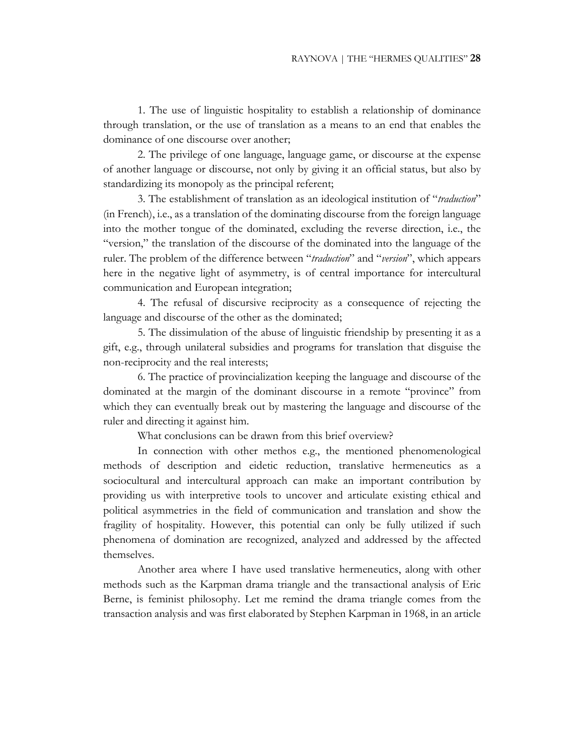1. The use of linguistic hospitality to establish a relationship of dominance through translation, or the use of translation as a means to an end that enables the dominance of one discourse over another;

2. The privilege of one language, language game, or discourse at the expense of another language or discourse, not only by giving it an official status, but also by standardizing its monopoly as the principal referent;

3. The establishment of translation as an ideological institution of "*traduction*" (in French), i.e., as a translation of the dominating discourse from the foreign language into the mother tongue of the dominated, excluding the reverse direction, i.e., the "version," the translation of the discourse of the dominated into the language of the ruler. The problem of the difference between "*traduction*" and "*version*", which appears here in the negative light of asymmetry, is of central importance for intercultural communication and European integration;

4. The refusal of discursive reciprocity as a consequence of rejecting the language and discourse of the other as the dominated;

5. The dissimulation of the abuse of linguistic friendship by presenting it as a gift, e.g., through unilateral subsidies and programs for translation that disguise the non-reciprocity and the real interests;

6. The practice of provincialization keeping the language and discourse of the dominated at the margin of the dominant discourse in a remote "province" from which they can eventually break out by mastering the language and discourse of the ruler and directing it against him.

What conclusions can be drawn from this brief overview?

In connection with other methos e.g., the mentioned phenomenological methods of description and eidetic reduction, translative hermeneutics as a sociocultural and intercultural approach can make an important contribution by providing us with interpretive tools to uncover and articulate existing ethical and political asymmetries in the field of communication and translation and show the fragility of hospitality. However, this potential can only be fully utilized if such phenomena of domination are recognized, analyzed and addressed by the affected themselves.

Another area where I have used translative hermeneutics, along with other methods such as the Karpman drama triangle and the transactional analysis of Eric Berne, is feminist philosophy. Let me remind the drama triangle comes from the transaction analysis and was first elaborated by Stephen Karpman in 1968, in an article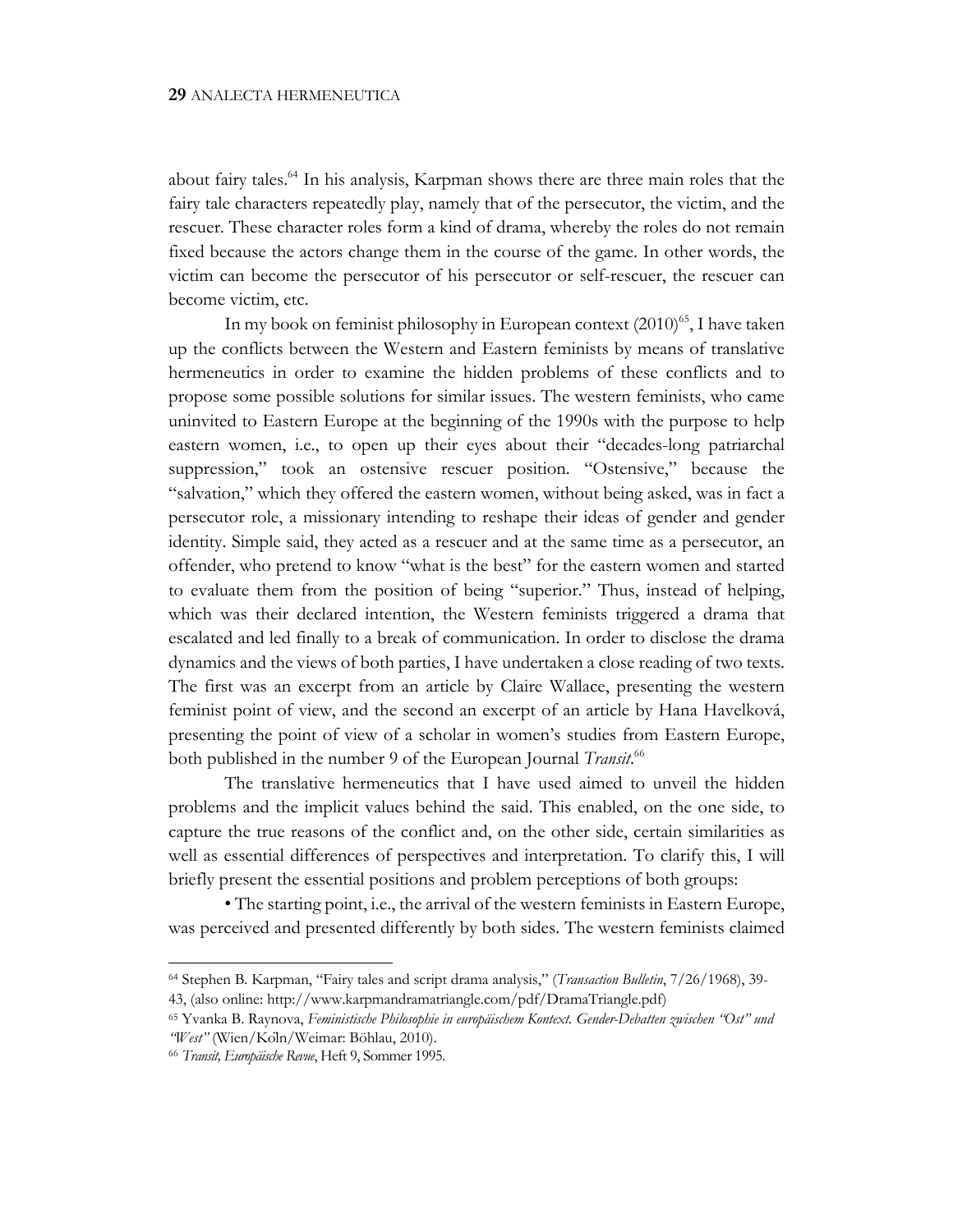about fairy tales.[64] In his analysis, Karpman shows there are three main roles that the fairy tale characters repeatedly play, namely that of the persecutor, the victim, and the rescuer. These character roles form a kind of drama, whereby the roles do not remain fixed because the actors change them in the course of the game. In other words, the victim can become the persecutor of his persecutor or self-rescuer, the rescuer can become victim, etc.

In my book on feminist philosophy in European context (2010)[65], I have taken up the conflicts between the Western and Eastern feminists by means of translative hermeneutics in order to examine the hidden problems of these conflicts and to propose some possible solutions for similar issues. The western feminists, who came uninvited to Eastern Europe at the beginning of the 1990s with the purpose to help eastern women, i.e., to open up their eyes about their "decades-long patriarchal suppression," took an ostensive rescuer position. "Ostensive," because the "salvation," which they offered the eastern women, without being asked, was in fact a persecutor role, a missionary intending to reshape their ideas of gender and gender identity. Simple said, they acted as a rescuer and at the same time as a persecutor, an offender, who pretend to know "what is the best" for the eastern women and started to evaluate them from the position of being "superior." Thus, instead of helping, which was their declared intention, the Western feminists triggered a drama that escalated and led finally to a break of communication. In order to disclose the drama dynamics and the views of both parties, I have undertaken a close reading of two texts. The first was an excerpt from an article by Claire Wallace, presenting the western feminist point of view, and the second an excerpt of an article by Hana Havelková, presenting the point of view of a scholar in women's studies from Eastern Europe, both published in the number 9 of the European Journal *Transit*.[66]

The translative hermeneutics that I have used aimed to unveil the hidden problems and the implicit values behind the said. This enabled, on the one side, to capture the true reasons of the conflict and, on the other side, certain similarities as well as essential differences of perspectives and interpretation. To clarify this, I will briefly present the essential positions and problem perceptions of both groups:

• The starting point, i.e., the arrival of the western feminists in Eastern Europe, was perceived and presented differently by both sides. The western feminists claimed

---

[64] Stephen B. Karpman, "Fairy tales and script drama analysis," (*Transaction Bulletin*, 7/26/1968), 39-43, (also online: http://www.karpmandramatriangle.com/pdf/DramaTriangle.pdf)

[65] Yvanka B. Raynova, *Feministische Philosophie in europäischem Kontext. Gender-Debatten zwischen "Ost" und "West"* (Wien/Köln/Weimar: Böhlau, 2010).

[66] *Transit, Europäische Revue*, Heft 9, Sommer 1995.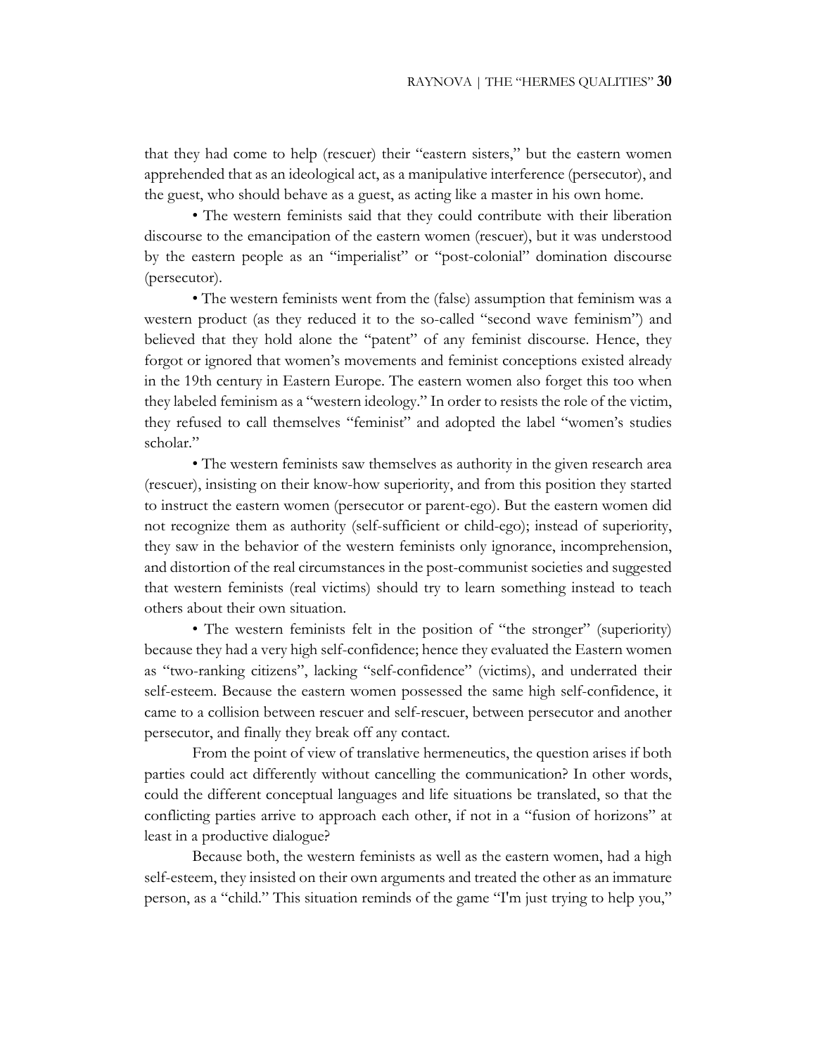that they had come to help (rescuer) their "eastern sisters," but the eastern women apprehended that as an ideological act, as a manipulative interference (persecutor), and the guest, who should behave as a guest, as acting like a master in his own home.

- The western feminists said that they could contribute with their liberation discourse to the emancipation of the eastern women (rescuer), but it was understood by the eastern people as an "imperialist" or "post-colonial" domination discourse (persecutor).

- The western feminists went from the (false) assumption that feminism was a western product (as they reduced it to the so-called "second wave feminism") and believed that they hold alone the "patent" of any feminist discourse. Hence, they forgot or ignored that women's movements and feminist conceptions existed already in the 19th century in Eastern Europe. The eastern women also forget this too when they labeled feminism as a "western ideology." In order to resists the role of the victim, they refused to call themselves "feminist" and adopted the label "women's studies scholar."

- The western feminists saw themselves as authority in the given research area (rescuer), insisting on their know-how superiority, and from this position they started to instruct the eastern women (persecutor or parent-ego). But the eastern women did not recognize them as authority (self-sufficient or child-ego); instead of superiority, they saw in the behavior of the western feminists only ignorance, incomprehension, and distortion of the real circumstances in the post-communist societies and suggested that western feminists (real victims) should try to learn something instead to teach others about their own situation.

- The western feminists felt in the position of "the stronger" (superiority) because they had a very high self-confidence; hence they evaluated the Eastern women as "two-ranking citizens", lacking "self-confidence" (victims), and underrated their self-esteem. Because the eastern women possessed the same high self-confidence, it came to a collision between rescuer and self-rescuer, between persecutor and another persecutor, and finally they break off any contact.

From the point of view of translative hermeneutics, the question arises if both parties could act differently without cancelling the communication? In other words, could the different conceptual languages and life situations be translated, so that the conflicting parties arrive to approach each other, if not in a "fusion of horizons" at least in a productive dialogue?

Because both, the western feminists as well as the eastern women, had a high self-esteem, they insisted on their own arguments and treated the other as an immature person, as a "child." This situation reminds of the game "I'm just trying to help you,"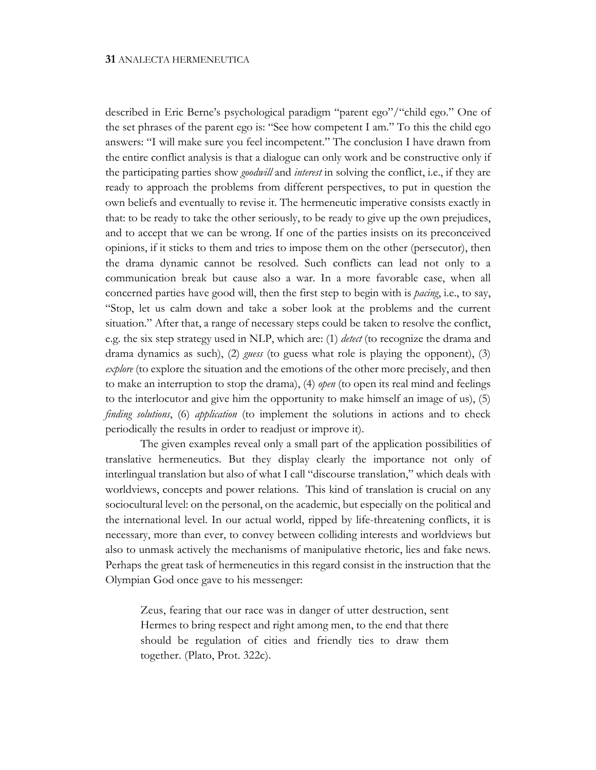described in Eric Berne's psychological paradigm "parent ego"/"child ego." One of the set phrases of the parent ego is: "See how competent I am." To this the child ego answers: "I will make sure you feel incompetent." The conclusion I have drawn from the entire conflict analysis is that a dialogue can only work and be constructive only if the participating parties show *goodwill* and *interest* in solving the conflict, i.e., if they are ready to approach the problems from different perspectives, to put in question the own beliefs and eventually to revise it. The hermeneutic imperative consists exactly in that: to be ready to take the other seriously, to be ready to give up the own prejudices, and to accept that we can be wrong. If one of the parties insists on its preconceived opinions, if it sticks to them and tries to impose them on the other (persecutor), then the drama dynamic cannot be resolved. Such conflicts can lead not only to a communication break but cause also a war. In a more favorable case, when all concerned parties have good will, then the first step to begin with is *pacing*, i.e., to say, "Stop, let us calm down and take a sober look at the problems and the current situation." After that, a range of necessary steps could be taken to resolve the conflict, e.g. the six step strategy used in NLP, which are: (1) *detect* (to recognize the drama and drama dynamics as such), (2) *guess* (to guess what role is playing the opponent), (3) *explore* (to explore the situation and the emotions of the other more precisely, and then to make an interruption to stop the drama), (4) *open* (to open its real mind and feelings to the interlocutor and give him the opportunity to make himself an image of us), (5) *finding solutions*, (6) *application* (to implement the solutions in actions and to check periodically the results in order to readjust or improve it).

The given examples reveal only a small part of the application possibilities of translative hermeneutics. But they display clearly the importance not only of interlingual translation but also of what I call "discourse translation," which deals with worldviews, concepts and power relations. This kind of translation is crucial on any sociocultural level: on the personal, on the academic, but especially on the political and the international level. In our actual world, ripped by life-threatening conflicts, it is necessary, more than ever, to convey between colliding interests and worldviews but also to unmask actively the mechanisms of manipulative rhetoric, lies and fake news. Perhaps the great task of hermeneutics in this regard consist in the instruction that the Olympian God once gave to his messenger:

> Zeus, fearing that our race was in danger of utter destruction, sent Hermes to bring respect and right among men, to the end that there should be regulation of cities and friendly ties to draw them together. (Plato, Prot. 322c).